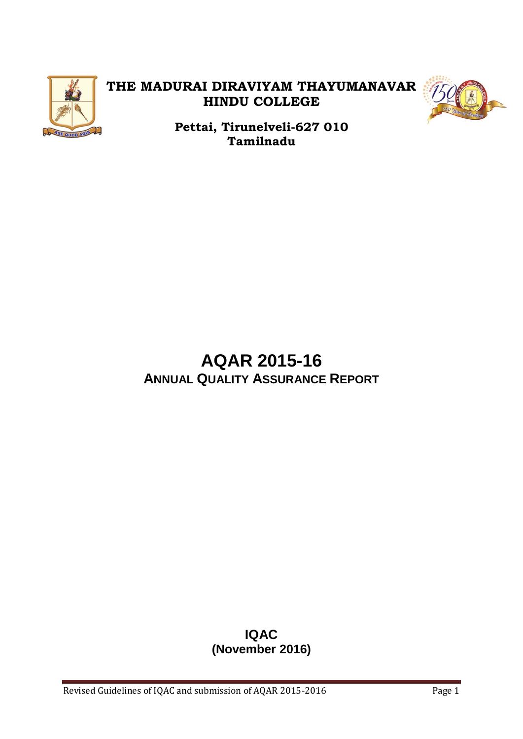# THE MADURAI DIRAVIYAM THAYUMANAVAR HINDU COLLEGE

**Pettai, Tirunelveli-627 010**
**Tamilnadu**

# AQAR 2015-16

## ANNUAL QUALITY ASSURANCE REPORT

**IQAC**
**(November 2016)**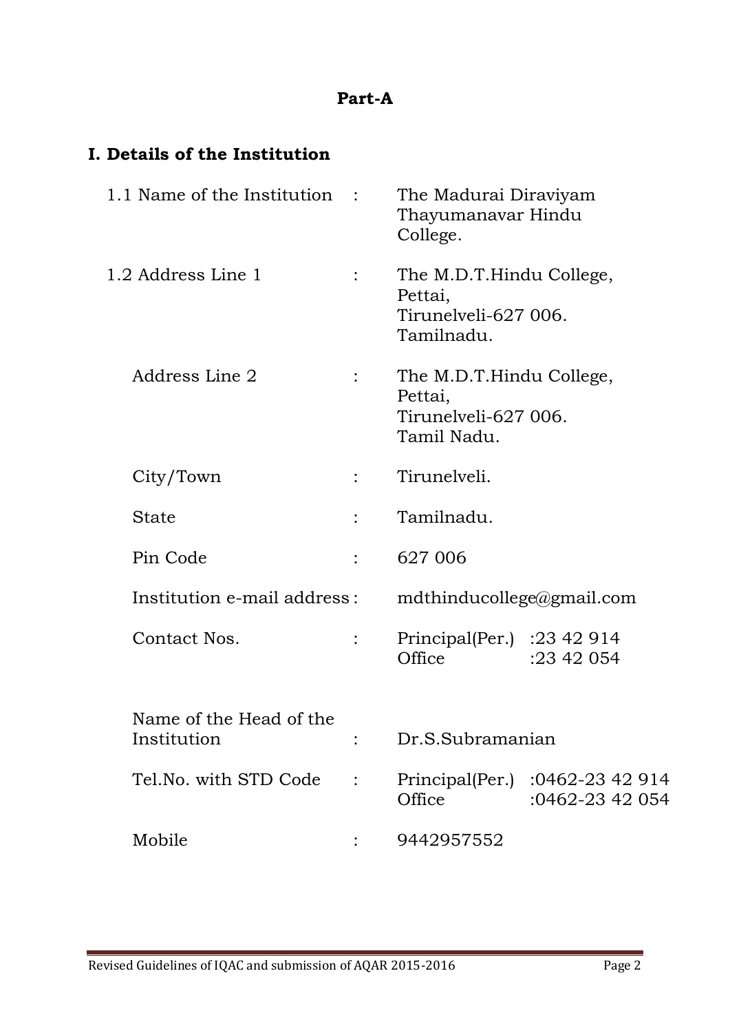## Part-A

### I. Details of the Institution

| | | |
|---|---|---|
| 1.1 Name of the Institution | : | The Madurai Diraviyam Thayumanavar Hindu College. |
| 1.2 Address Line 1 | : | The M.D.T.Hindu College, Pettai, Tirunelveli-627 006. Tamilnadu. |
| Address Line 2 | : | The M.D.T.Hindu College, Pettai, Tirunelveli-627 006. Tamil Nadu. |
| City/Town | : | Tirunelveli. |
| State | : | Tamilnadu. |
| Pin Code | : | 627 006 |
| Institution e-mail address | : | mdthinducollege@gmail.com |
| Contact Nos. | : | Principal(Per.) :23 42 914<br>Office :23 42 054 |
| Name of the Head of the Institution | : | Dr.S.Subramanian |
| Tel.No. with STD Code | : | Principal(Per.) :0462-23 42 914<br>Office :0462-23 42 054 |
| Mobile | : | 9442957552 |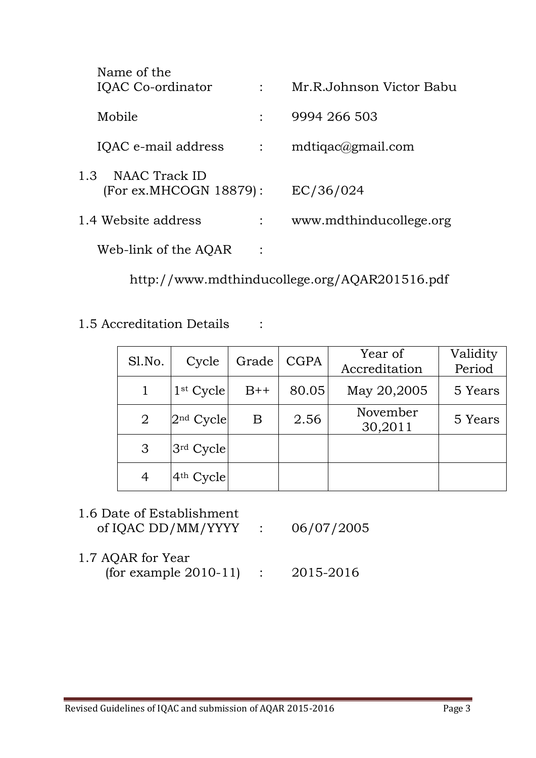Name of the IQAC Co-ordinator : Mr.R.Johnson Victor Babu

Mobile : 9994 266 503

IQAC e-mail address : mdtiqac@gmail.com

1.3 NAAC Track ID (For ex.MHCOGN 18879) : EC/36/024

1.4 Website address : www.mdthinducollege.org

Web-link of the AQAR :

http://www.mdthinducollege.org/AQAR201516.pdf

1.5 Accreditation Details :

| Sl.No. | Cycle | Grade | CGPA | Year of Accreditation | Validity Period |
|---|---|---|---|---|---|
| 1 | 1st Cycle | B++ | 80.05 | May 20,2005 | 5 Years |
| 2 | 2nd Cycle | B | 2.56 | November 30,2011 | 5 Years |
| 3 | 3rd Cycle | | | | |
| 4 | 4th Cycle | | | | |

1.6 Date of Establishment of IQAC DD/MM/YYYY : 06/07/2005

1.7 AQAR for Year (for example 2010-11) : 2015-2016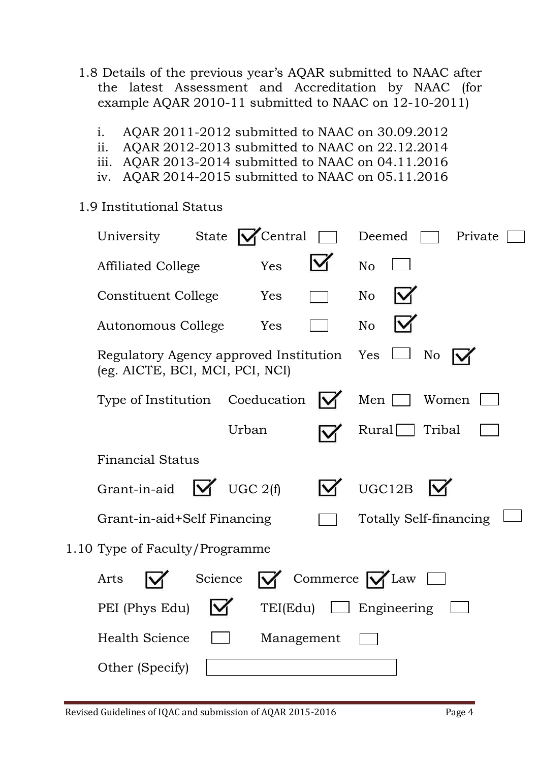1.8 Details of the previous year's AQAR submitted to NAAC after the latest Assessment and Accreditation by NAAC (for example AQAR 2010-11 submitted to NAAC on 12-10-2011)

i. AQAR 2011-2012 submitted to NAAC on 30.09.2012
ii. AQAR 2012-2013 submitted to NAAC on 22.12.2014
iii. AQAR 2013-2014 submitted to NAAC on 04.11.2016
iv. AQAR 2014-2015 submitted to NAAC on 05.11.2016

1.9 Institutional Status

University State ☑ Central ☐ Deemed ☐ Private ☐

Affiliated College Yes ☑ No ☐

Constituent College Yes ☐ No ☑

Autonomous College Yes ☐ No ☑

Regulatory Agency approved Institution (eg. AICTE, BCI, MCI, PCI, NCI) Yes ☐ No ☑

Type of Institution Coeducation ☑ Men ☐ Women ☐

Urban ☑ Rural ☐ Tribal ☐

Financial Status

Grant-in-aid ☑ UGC 2(f) ☑ UGC12B ☑

Grant-in-aid+Self Financing ☐ Totally Self-financing ☐

1.10 Type of Faculty/Programme

Arts ☑ Science ☑ Commerce ☑ Law ☐

PEI (Phys Edu) ☑ TEI(Edu) ☐ Engineering ☐

Health Science ☐ Management ☐

Other (Specify) ☐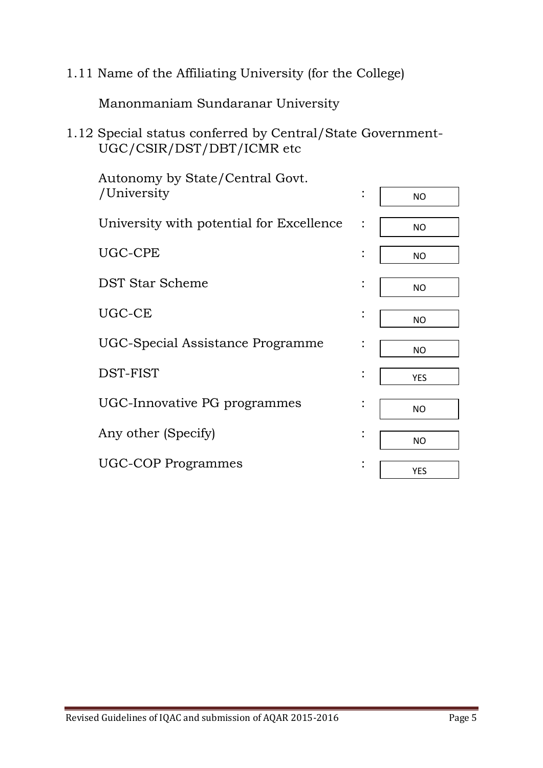1.11 Name of the Affiliating University (for the College)

Manonmaniam Sundaranar University

1.12 Special status conferred by Central/State Government- UGC/CSIR/DST/DBT/ICMR etc

| | | |
|---|---|---|
| Autonomy by State/Central Govt. /University | : | NO |
| University with potential for Excellence | : | NO |
| UGC-CPE | : | NO |
| DST Star Scheme | : | NO |
| UGC-CE | : | NO |
| UGC-Special Assistance Programme | : | NO |
| DST-FIST | : | YES |
| UGC-Innovative PG programmes | : | NO |
| Any other (Specify) | : | NO |
| UGC-COP Programmes | : | YES |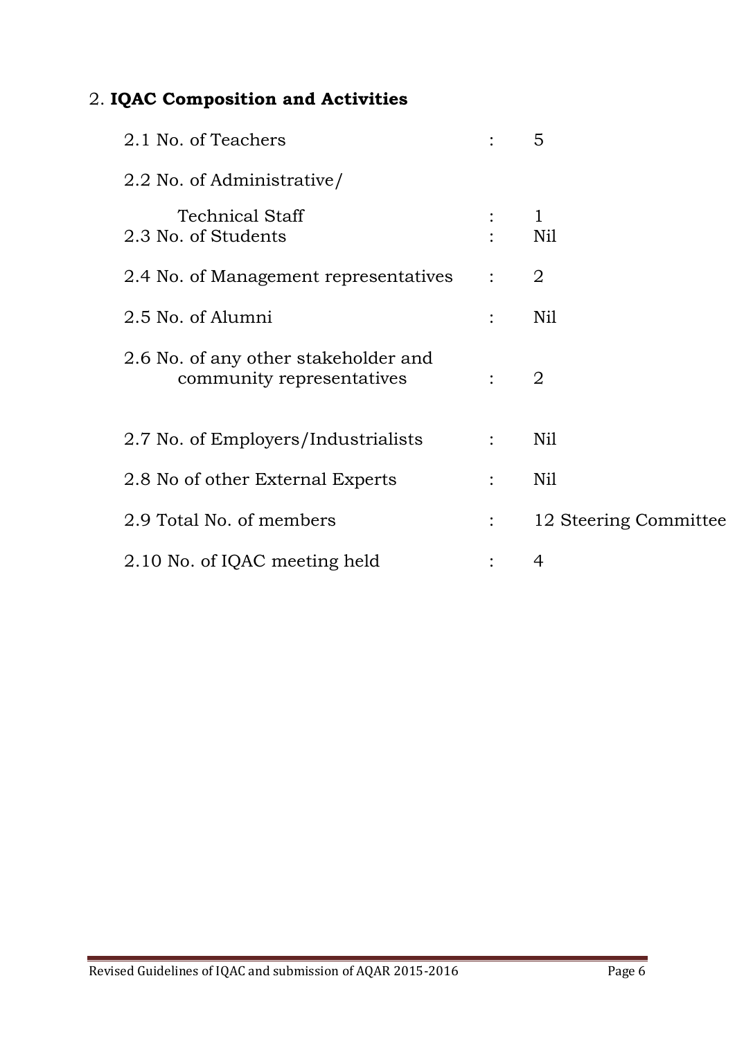## 2. **IQAC Composition and Activities**

| | | |
|---|---|---|
| 2.1 No. of Teachers | : | 5 |
| 2.2 No. of Administrative/ Technical Staff | : | 1 |
| 2.3 No. of Students | : | Nil |
| 2.4 No. of Management representatives | : | 2 |
| 2.5 No. of Alumni | : | Nil |
| 2.6 No. of any other stakeholder and community representatives | : | 2 |
| 2.7 No. of Employers/Industrialists | : | Nil |
| 2.8 No of other External Experts | : | Nil |
| 2.9 Total No. of members | : | 12 Steering Committee |
| 2.10 No. of IQAC meeting held | : | 4 |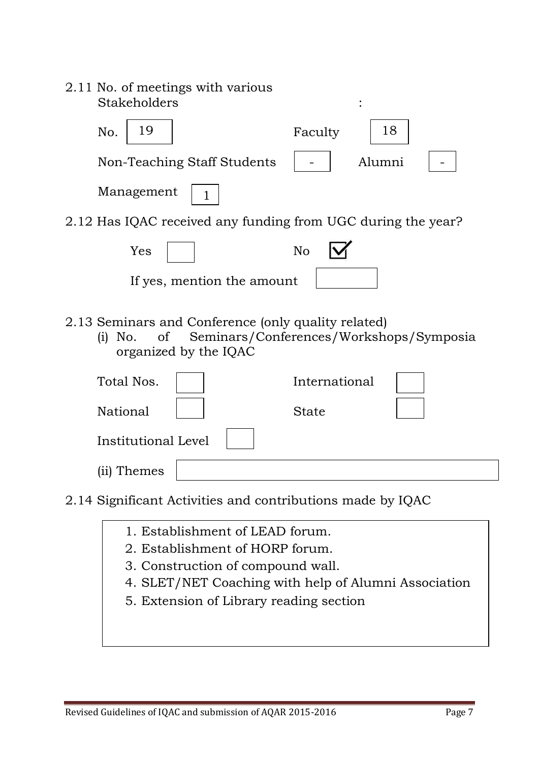2.11 No. of meetings with various Stakeholders :

| | | | |
|---|---|---|---|
| No. | 19 | Faculty | 18 |
| Non-Teaching Staff Students | - | Alumni | - |
| Management | 1 | | |

2.12 Has IQAC received any funding from UGC during the year?

Yes [ ] No [✓]

If yes, mention the amount [ ]

2.13 Seminars and Conference (only quality related)

(i) No. of Seminars/Conferences/Workshops/Symposia organized by the IQAC

| | | | |
|---|---|---|---|
| Total Nos. | | International | |
| National | | State | |
| Institutional Level | | | |

(ii) Themes [ ]

2.14 Significant Activities and contributions made by IQAC

1. Establishment of LEAD forum.
2. Establishment of HORP forum.
3. Construction of compound wall.
4. SLET/NET Coaching with help of Alumni Association
5. Extension of Library reading section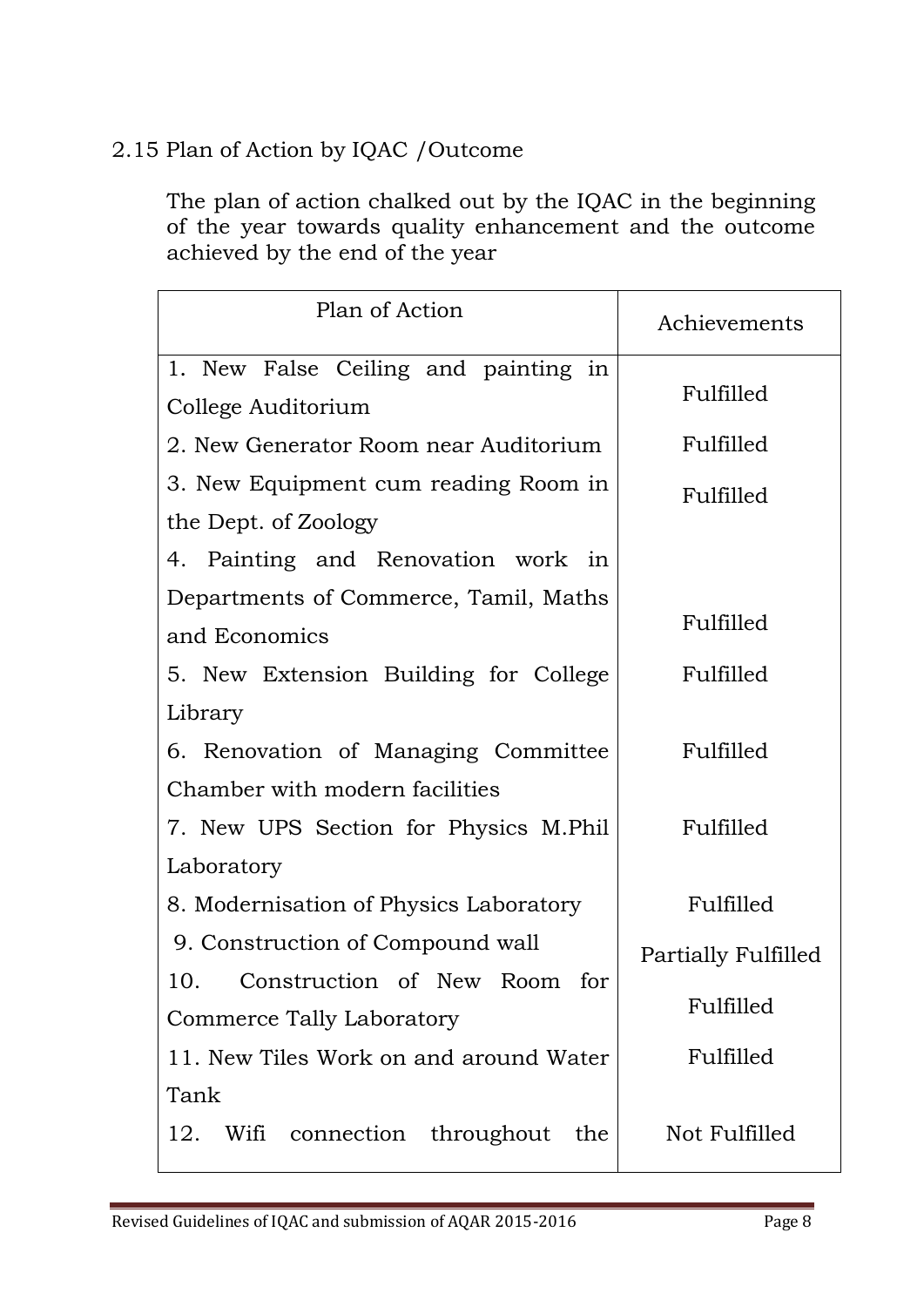2.15 Plan of Action by IQAC /Outcome

The plan of action chalked out by the IQAC in the beginning of the year towards quality enhancement and the outcome achieved by the end of the year

| Plan of Action | Achievements |
|---|---|
| 1. New False Ceiling and painting in College Auditorium | Fulfilled |
| 2. New Generator Room near Auditorium | Fulfilled |
| 3. New Equipment cum reading Room in the Dept. of Zoology | Fulfilled |
| 4. Painting and Renovation work in Departments of Commerce, Tamil, Maths and Economics | Fulfilled |
| 5. New Extension Building for College Library | Fulfilled |
| 6. Renovation of Managing Committee Chamber with modern facilities | Fulfilled |
| 7. New UPS Section for Physics M.Phil Laboratory | Fulfilled |
| 8. Modernisation of Physics Laboratory | Fulfilled |
| 9. Construction of Compound wall | Partially Fulfilled |
| 10. Construction of New Room for Commerce Tally Laboratory | Fulfilled |
| 11. New Tiles Work on and around Water Tank | Fulfilled |
| 12. Wifi connection throughout the | Not Fulfilled |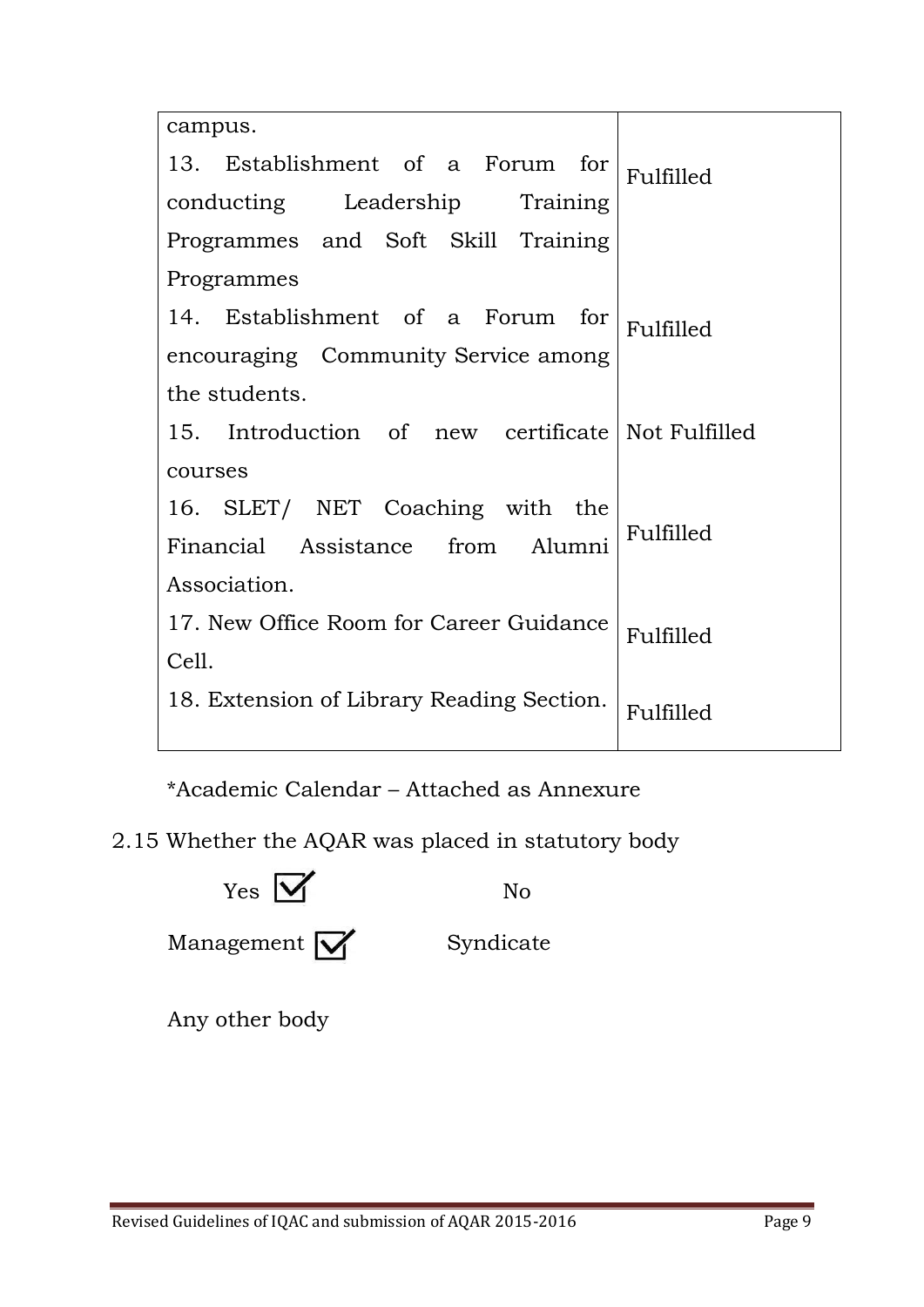| | |
|---|---|
| campus. | |
| 13. Establishment of a Forum for conducting Leadership Training Programmes and Soft Skill Training Programmes | Fulfilled |
| 14. Establishment of a Forum for encouraging Community Service among the students. | Fulfilled |
| 15. Introduction of new certificate courses | Not Fulfilled |
| 16. SLET/ NET Coaching with the Financial Assistance from Alumni Association. | Fulfilled |
| 17. New Office Room for Career Guidance Cell. | Fulfilled |
| 18. Extension of Library Reading Section. | Fulfilled |

*Academic Calendar – Attached as Annexure

2.15 Whether the AQAR was placed in statutory body

Yes ☑ No

Management ☑ Syndicate

Any other body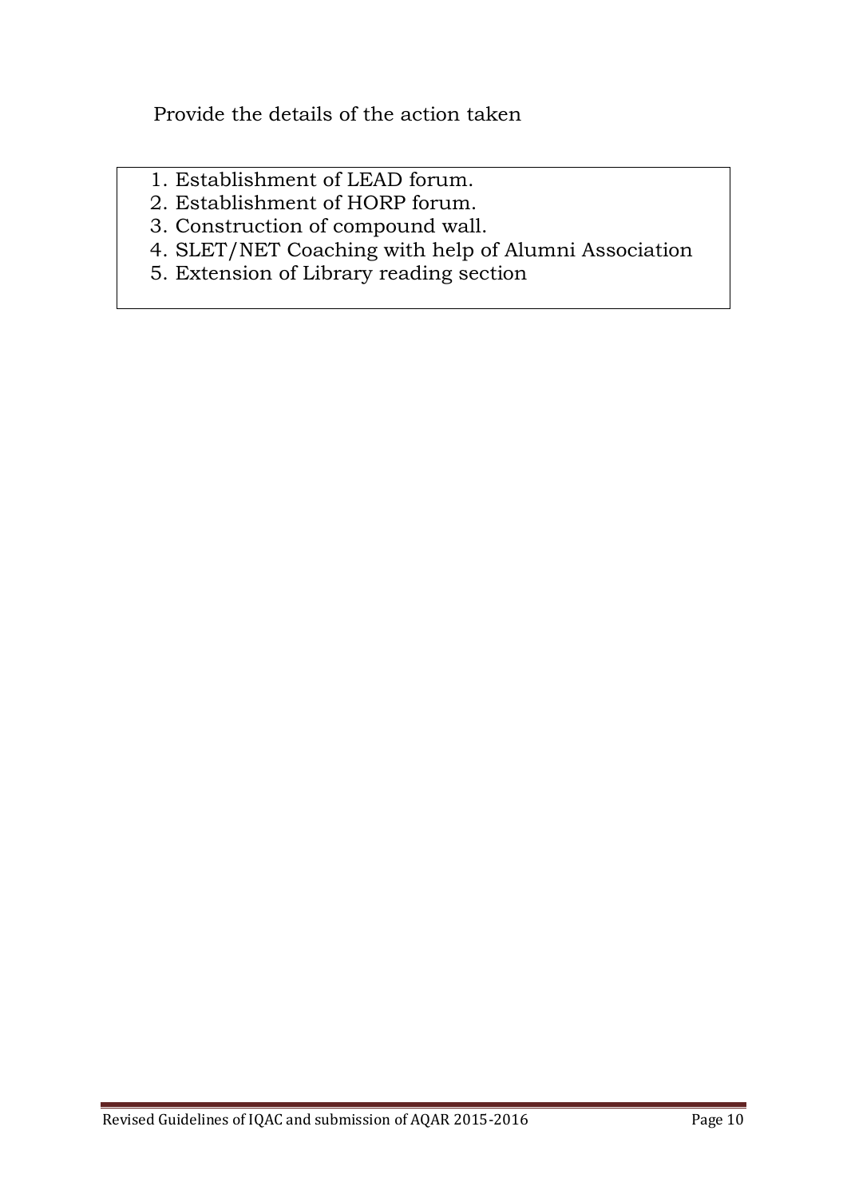Provide the details of the action taken

1. Establishment of LEAD forum.
2. Establishment of HORP forum.
3. Construction of compound wall.
4. SLET/NET Coaching with help of Alumni Association
5. Extension of Library reading section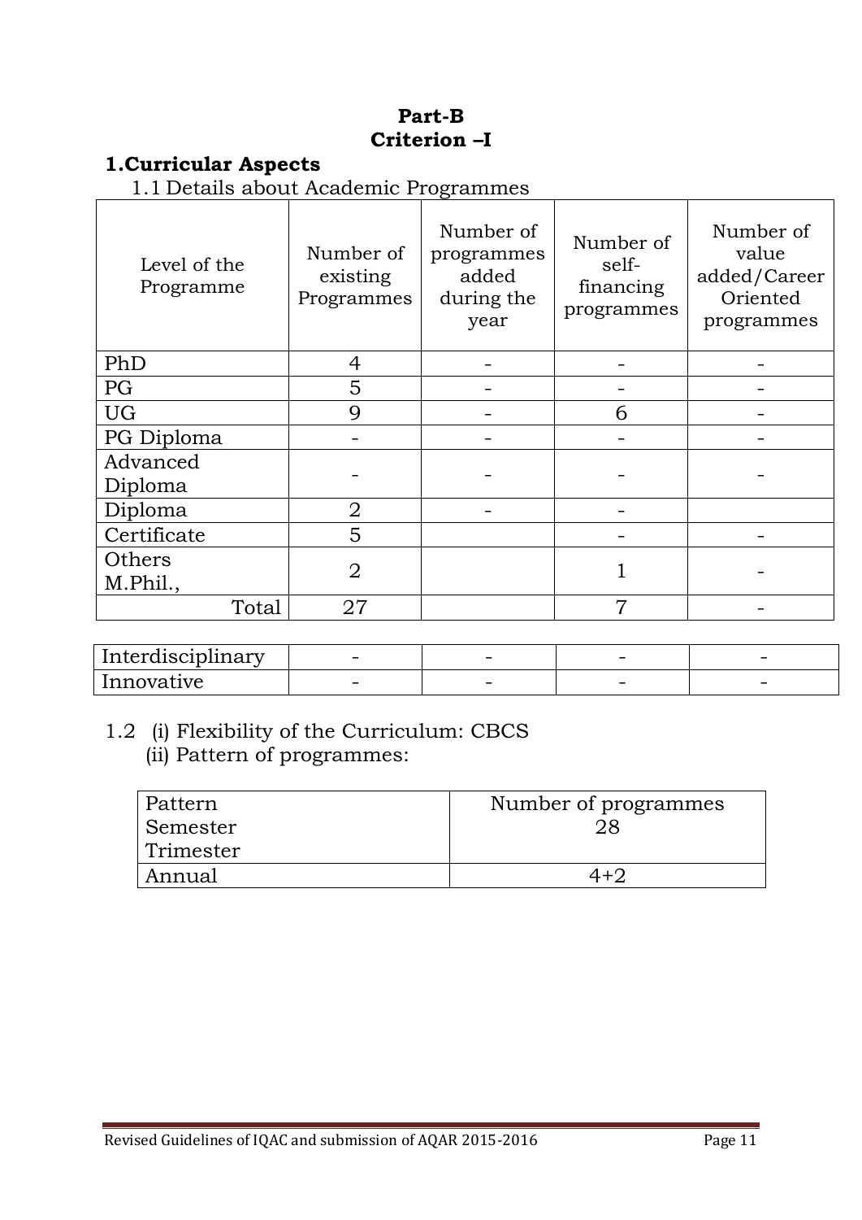**Part-B**
**Criterion –I**

## 1.Curricular Aspects

1.1 Details about Academic Programmes

| Level of the Programme | Number of existing Programmes | Number of programmes added during the year | Number of self-financing programmes | Number of value added/Career Oriented programmes |
|---|---|---|---|---|
| PhD | 4 | - | - | - |
| PG | 5 | - | - | - |
| UG | 9 | - | 6 | - |
| PG Diploma | - | - | - | - |
| Advanced Diploma | - | - | - | - |
| Diploma | 2 | - | - | |
| Certificate | 5 | | - | - |
| Others M.Phil., | 2 | | 1 | - |
| Total | 27 | | 7 | - |
| Interdisciplinary | - | - | - | - |
| Innovative | - | - | - | - |

1.2 (i) Flexibility of the Curriculum: CBCS
(ii) Pattern of programmes:

| Pattern | Number of programmes |
|---|---|
| Semester | 28 |
| Trimester | |
| Annual | 4+2 |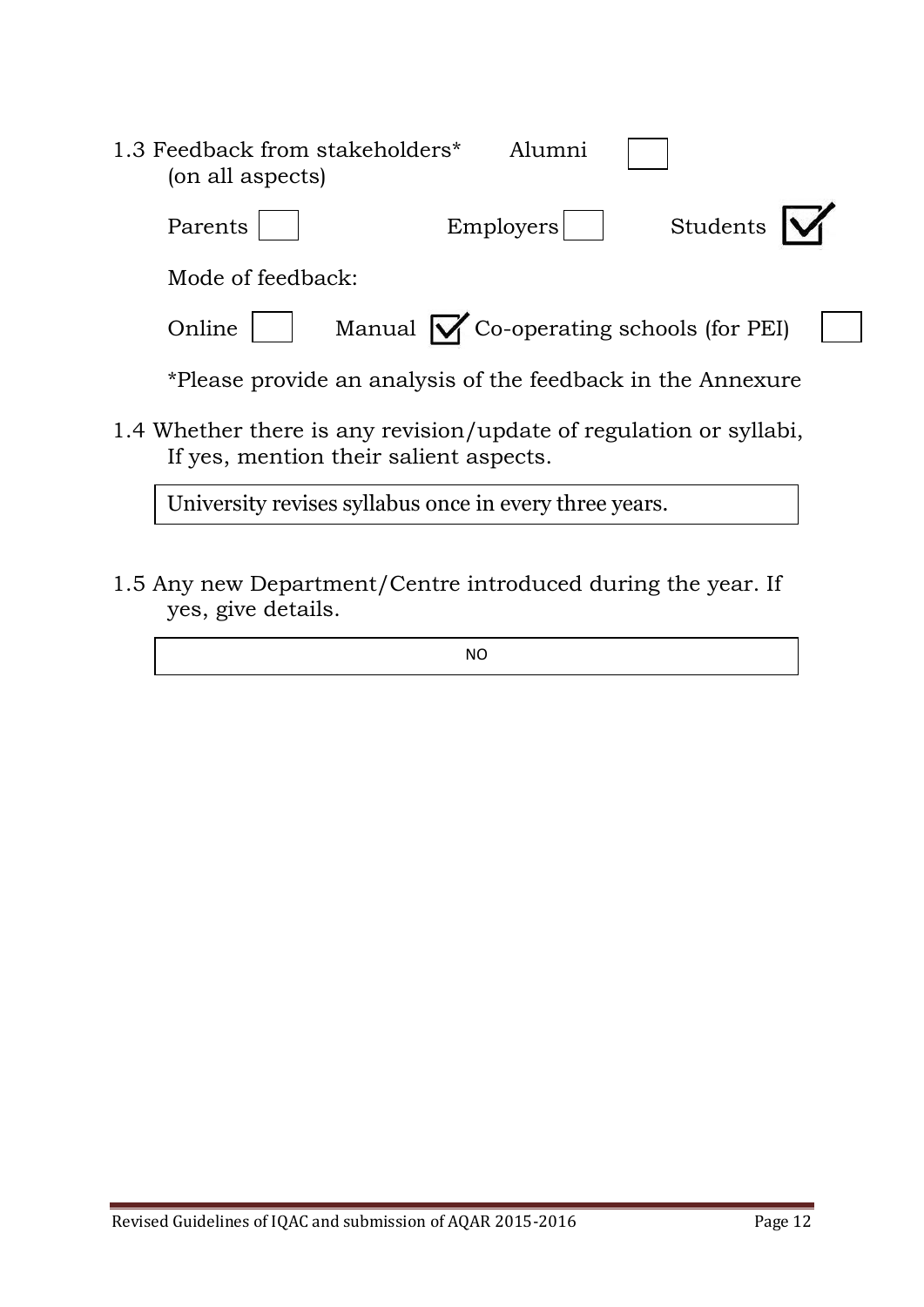1.3 Feedback from stakeholders* (on all aspects) Alumni [ ]

Parents [ ] Employers [ ] Students [✓]

Mode of feedback:

Online [ ] Manual [✓] Co-operating schools (for PEI) [ ]

*Please provide an analysis of the feedback in the Annexure

1.4 Whether there is any revision/update of regulation or syllabi, If yes, mention their salient aspects.

| University revises syllabus once in every three years. |
|---|

1.5 Any new Department/Centre introduced during the year. If yes, give details.

| NO |
|---|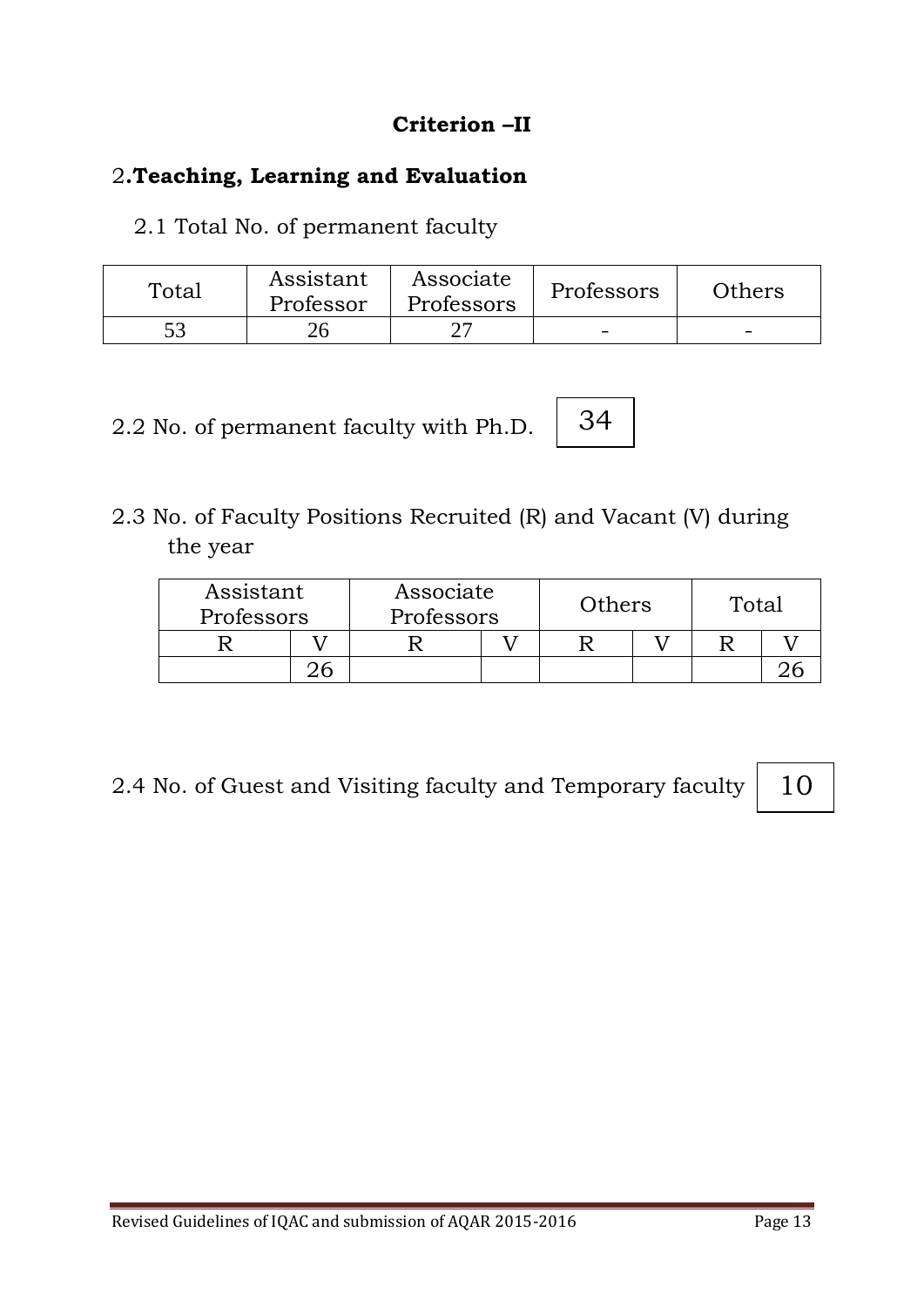**Criterion –II**

## 2.**Teaching, Learning and Evaluation**

2.1 Total No. of permanent faculty

| Total | Assistant Professor | Associate Professors | Professors | Others |
|---|---|---|---|---|
| 53 | 26 | 27 | - | - |

2.2 No. of permanent faculty with Ph.D. 34

2.3 No. of Faculty Positions Recruited (R) and Vacant (V) during the year

| Assistant Professors | | Associate Professors | | Others | | Total | |
|---|---|---|---|---|---|---|---|
| R | V | R | V | R | V | R | V |
| | 26 | | | | | | 26 |

2.4 No. of Guest and Visiting faculty and Temporary faculty 10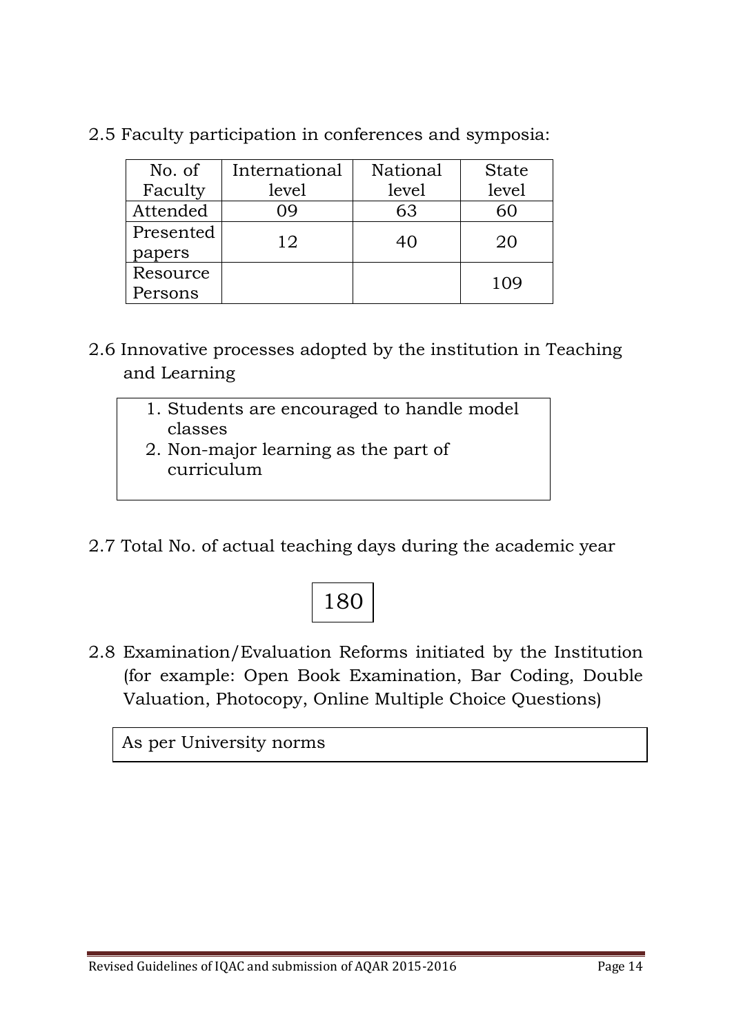2.5 Faculty participation in conferences and symposia:

| No. of Faculty | International level | National level | State level |
|---|---|---|---|
| Attended | 09 | 63 | 60 |
| Presented papers | 12 | 40 | 20 |
| Resource Persons | | | 109 |

2.6 Innovative processes adopted by the institution in Teaching and Learning

1. Students are encouraged to handle model classes
2. Non-major learning as the part of curriculum

2.7 Total No. of actual teaching days during the academic year

180

2.8 Examination/Evaluation Reforms initiated by the Institution (for example: Open Book Examination, Bar Coding, Double Valuation, Photocopy, Online Multiple Choice Questions)

As per University norms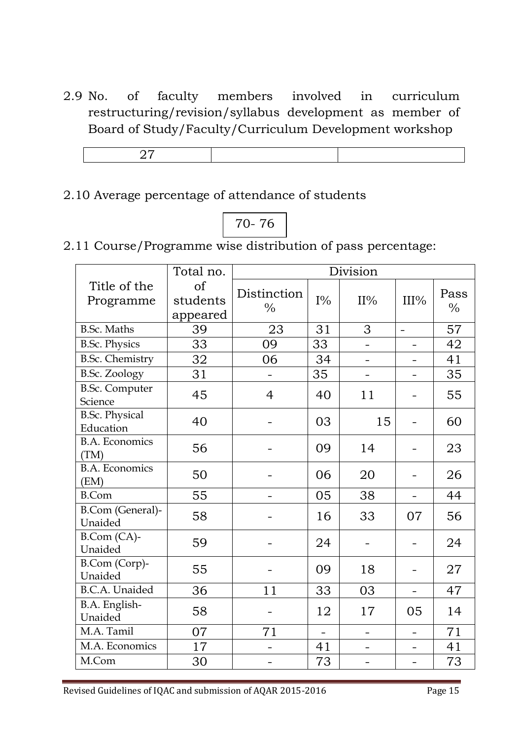2.9 No. of faculty members involved in curriculum restructuring/revision/syllabus development as member of Board of Study/Faculty/Curriculum Development workshop

| 27 | | |
|---|---|---|

2.10 Average percentage of attendance of students

| 70- 76 |
|---|

2.11 Course/Programme wise distribution of pass percentage:

| Title of the Programme | Total no. of students appeared | Division | | | | |
|---|---|---|---|---|---|---|
| | | Distinction % | I% | II% | III% | Pass % |
| B.Sc. Maths | 39 | 23 | 31 | 3 | - | 57 |
| B.Sc. Physics | 33 | 09 | 33 | - | - | 42 |
| B.Sc. Chemistry | 32 | 06 | 34 | - | - | 41 |
| B.Sc. Zoology | 31 | - | 35 | - | - | 35 |
| B.Sc. Computer Science | 45 | 4 | 40 | 11 | - | 55 |
| B.Sc. Physical Education | 40 | - | 03 | 15 | - | 60 |
| B.A. Economics (TM) | 56 | - | 09 | 14 | - | 23 |
| B.A. Economics (EM) | 50 | - | 06 | 20 | - | 26 |
| B.Com | 55 | - | 05 | 38 | - | 44 |
| B.Com (General)-Unaided | 58 | - | 16 | 33 | 07 | 56 |
| B.Com (CA)-Unaided | 59 | - | 24 | - | - | 24 |
| B.Com (Corp)-Unaided | 55 | - | 09 | 18 | - | 27 |
| B.C.A. Unaided | 36 | 11 | 33 | 03 | - | 47 |
| B.A. English-Unaided | 58 | - | 12 | 17 | 05 | 14 |
| M.A. Tamil | 07 | 71 | - | - | - | 71 |
| M.A. Economics | 17 | - | 41 | - | - | 41 |
| M.Com | 30 | - | 73 | - | - | 73 |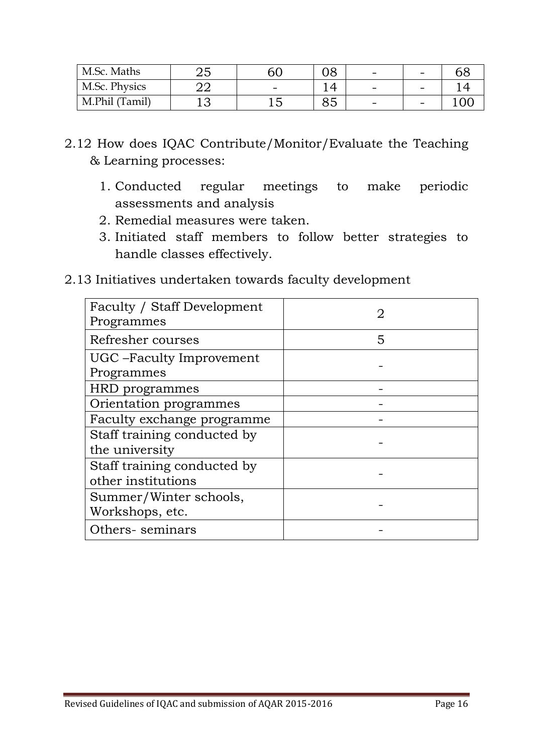| M.Sc. Maths | 25 | 60 | 08 | - | - | 68 |
|---|---|---|---|---|---|---|
| M.Sc. Physics | 22 | - | 14 | - | - | 14 |
| M.Phil (Tamil) | 13 | 15 | 85 | - | - | 100 |

2.12 How does IQAC Contribute/Monitor/Evaluate the Teaching & Learning processes:

1. Conducted regular meetings to make periodic assessments and analysis
2. Remedial measures were taken.
3. Initiated staff members to follow better strategies to handle classes effectively.

2.13 Initiatives undertaken towards faculty development

| Faculty / Staff Development Programmes | 2 |
|---|---|
| Refresher courses | 5 |
| UGC –Faculty Improvement Programmes | - |
| HRD programmes | - |
| Orientation programmes | - |
| Faculty exchange programme | - |
| Staff training conducted by the university | - |
| Staff training conducted by other institutions | - |
| Summer/Winter schools, Workshops, etc. | - |
| Others- seminars | - |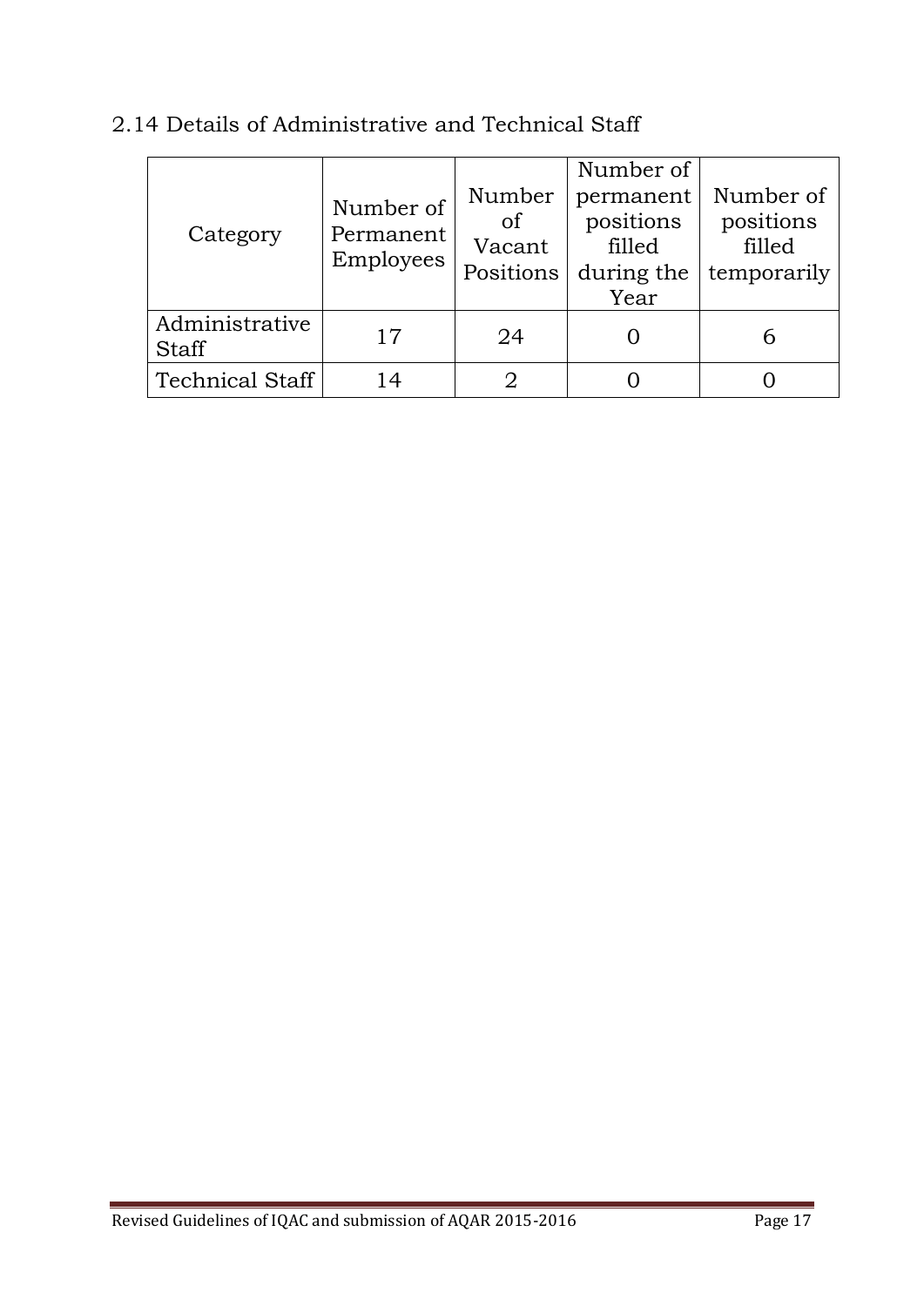## 2.14 Details of Administrative and Technical Staff

| Category | Number of Permanent Employees | Number of Vacant Positions | Number of permanent positions filled during the Year | Number of positions filled temporarily |
|---|---|---|---|---|
| Administrative Staff | 17 | 24 | 0 | 6 |
| Technical Staff | 14 | 2 | 0 | 0 |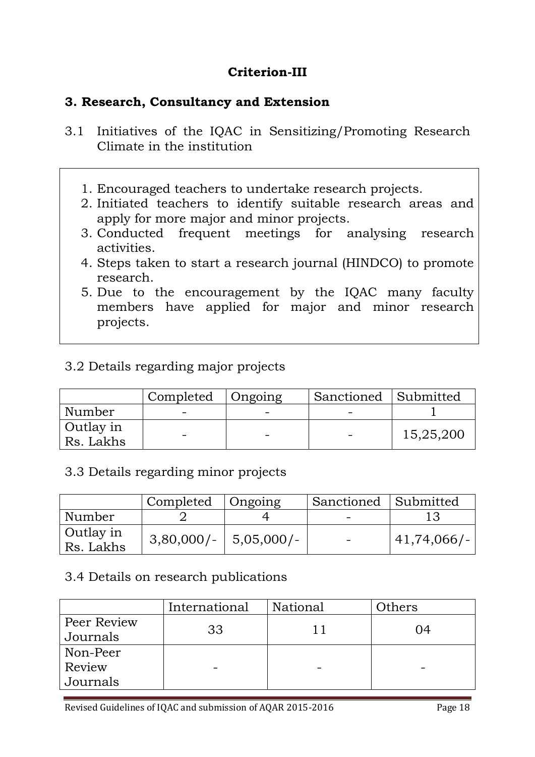## Criterion-III

### 3. Research, Consultancy and Extension

3.1 Initiatives of the IQAC in Sensitizing/Promoting Research Climate in the institution

1. Encouraged teachers to undertake research projects.
2. Initiated teachers to identify suitable research areas and apply for more major and minor projects.
3. Conducted frequent meetings for analysing research activities.
4. Steps taken to start a research journal (HINDCO) to promote research.
5. Due to the encouragement by the IQAC many faculty members have applied for major and minor research projects.

3.2 Details regarding major projects

| | Completed | Ongoing | Sanctioned | Submitted |
|---|---|---|---|---|
| Number | - | - | - | 1 |
| Outlay in Rs. Lakhs | - | - | - | 15,25,200 |

3.3 Details regarding minor projects

| | Completed | Ongoing | Sanctioned | Submitted |
|---|---|---|---|---|
| Number | 2 | 4 | - | 13 |
| Outlay in Rs. Lakhs | 3,80,000/- | 5,05,000/- | - | 41,74,066/- |

3.4 Details on research publications

| | International | National | Others |
|---|---|---|---|
| Peer Review Journals | 33 | 11 | 04 |
| Non-Peer Review Journals | - | - | - |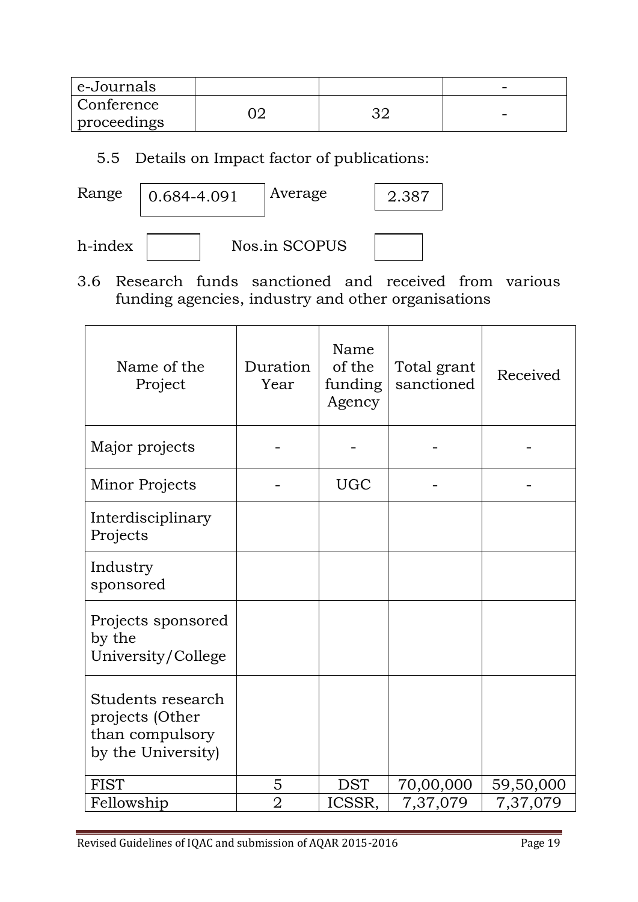| e-Journals | | | - |
|---|---|---|---|
| Conference proceedings | 02 | 32 | - |

5.5 Details on Impact factor of publications:

Range: 0.684-4.091 Average: 2.387

h-index: Nos.in SCOPUS:

3.6 Research funds sanctioned and received from various funding agencies, industry and other organisations

| Name of the Project | Duration Year | Name of the funding Agency | Total grant sanctioned | Received |
|---|---|---|---|---|
| Major projects | - | - | - | - |
| Minor Projects | - | UGC | - | - |
| Interdisciplinary Projects | | | | |
| Industry sponsored | | | | |
| Projects sponsored by the University/College | | | | |
| Students research projects (Other than compulsory by the University) | | | | |
| FIST | 5 | DST | 70,00,000 | 59,50,000 |
| Fellowship | 2 | ICSSR, | 7,37,079 | 7,37,079 |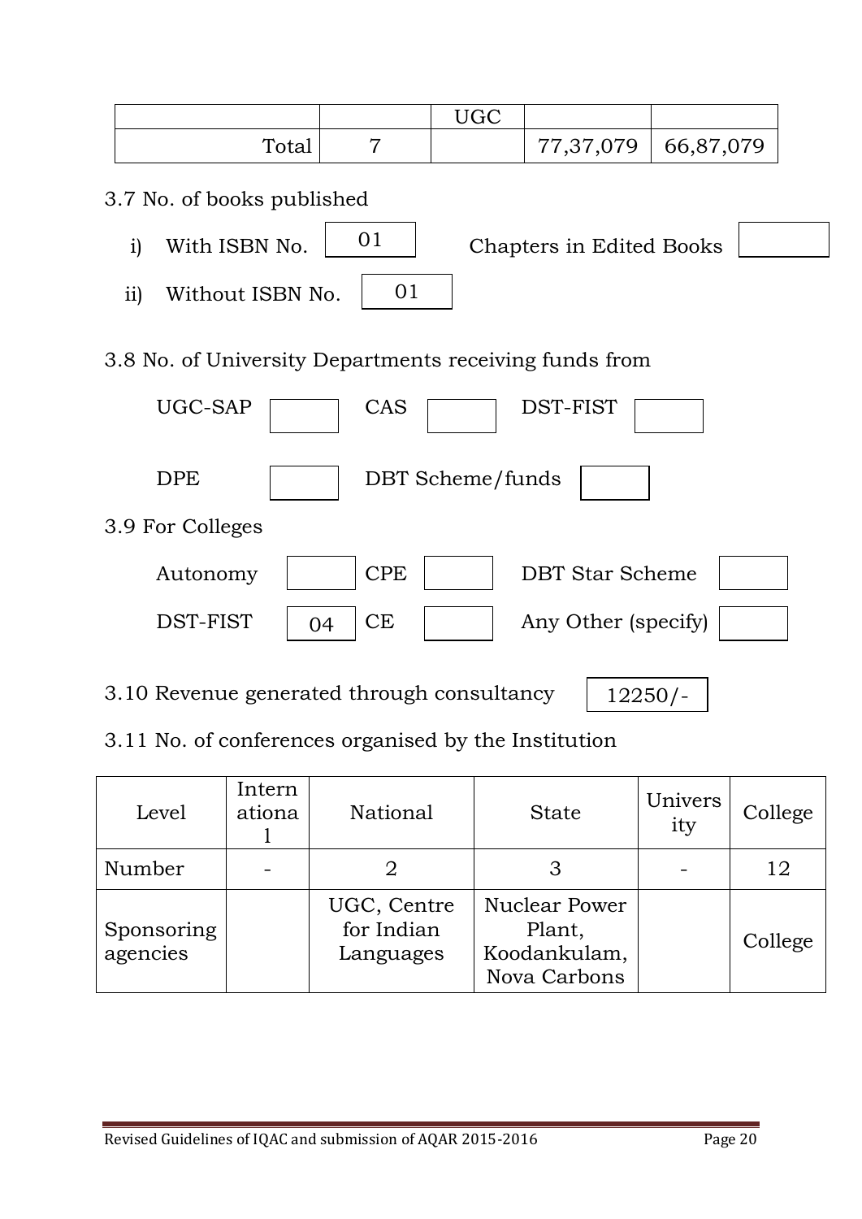| | | UGC | | |
|---|---|---|---|---|
| Total | 7 | | 77,37,079 | 66,87,079 |

3.7 No. of books published

i) With ISBN No. 01 &nbsp;&nbsp;&nbsp; Chapters in Edited Books

ii) Without ISBN No. 01

3.8 No. of University Departments receiving funds from

UGC-SAP &nbsp;&nbsp; CAS &nbsp;&nbsp; DST-FIST

DPE &nbsp;&nbsp; DBT Scheme/funds

3.9 For Colleges

Autonomy &nbsp;&nbsp; CPE &nbsp;&nbsp; DBT Star Scheme

DST-FIST 04 &nbsp;&nbsp; CE &nbsp;&nbsp; Any Other (specify)

3.10 Revenue generated through consultancy 12250/-

3.11 No. of conferences organised by the Institution

| Level | International | National | State | University | College |
|---|---|---|---|---|---|
| Number | - | 2 | 3 | - | 12 |
| Sponsoring agencies | | UGC, Centre for Indian Languages | Nuclear Power Plant, Koodankulam, Nova Carbons | | College |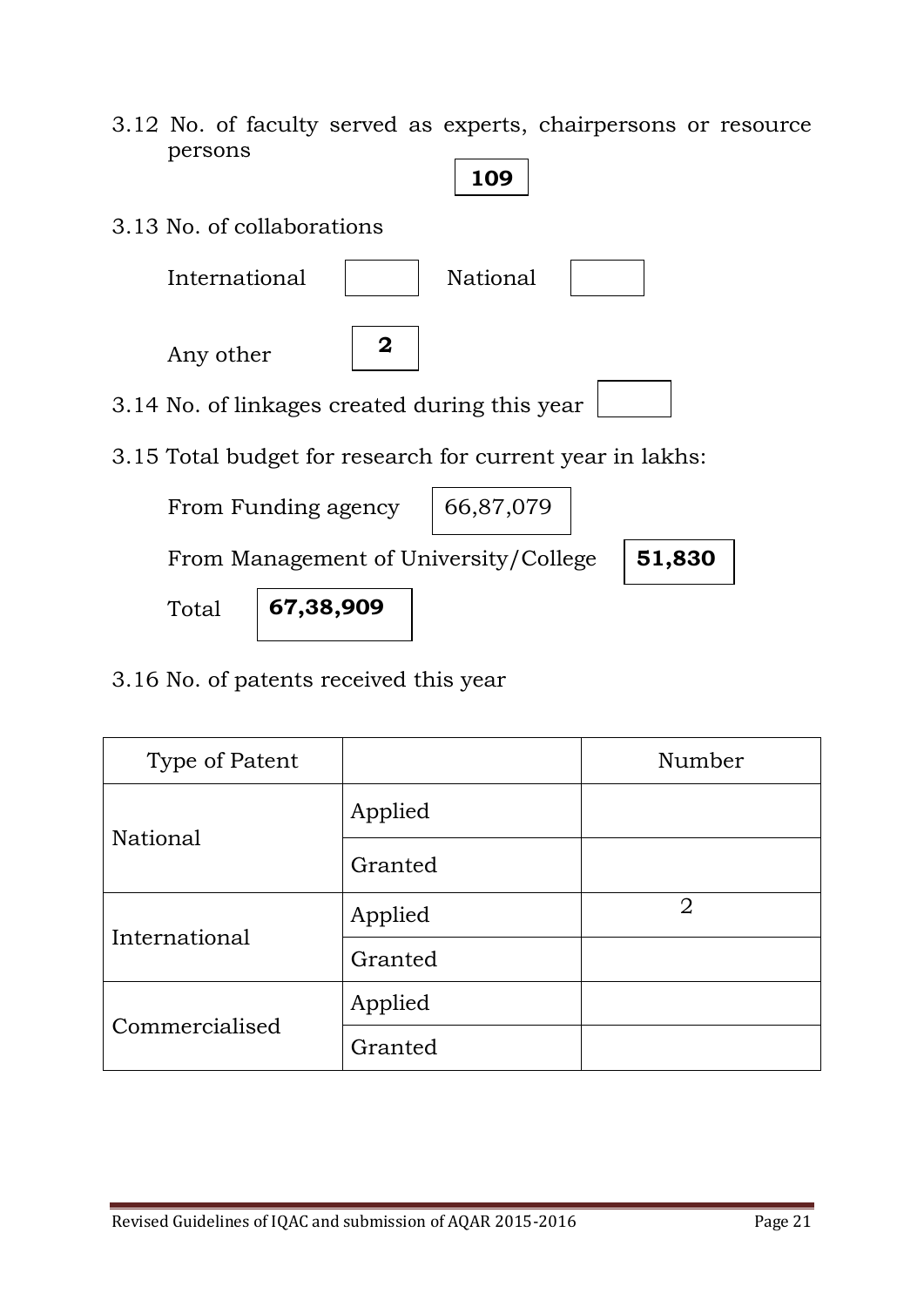3.12 No. of faculty served as experts, chairpersons or resource persons

**109**

3.13 No. of collaborations

International National

Any other **2**

3.14 No. of linkages created during this year

3.15 Total budget for research for current year in lakhs:

From Funding agency 66,87,079

From Management of University/College **51,830**

Total **67,38,909**

3.16 No. of patents received this year

| Type of Patent | | Number |
|---|---|---|
| National | Applied | |
| | Granted | |
| International | Applied | 2 |
| | Granted | |
| Commercialised | Applied | |
| | Granted | |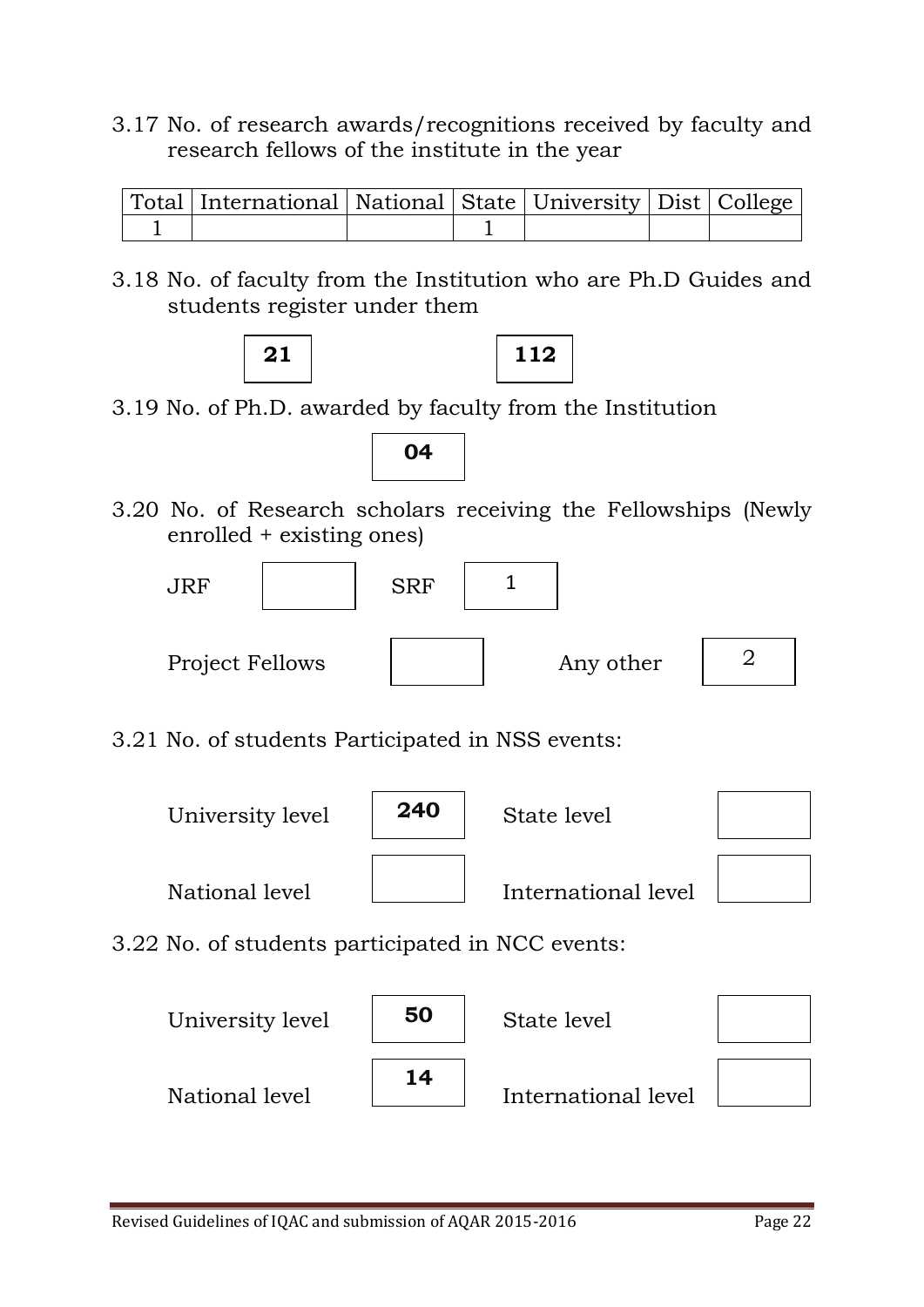3.17 No. of research awards/recognitions received by faculty and research fellows of the institute in the year

| Total | International | National | State | University | Dist | College |
|---|---|---|---|---|---|---|
| 1 | | | 1 | | | |

3.18 No. of faculty from the Institution who are Ph.D Guides and students register under them

| **21** | **112** |
|---|---|

3.19 No. of Ph.D. awarded by faculty from the Institution

**04**

3.20 No. of Research scholars receiving the Fellowships (Newly enrolled + existing ones)

| JRF | | SRF | 1 |
|---|---|---|---|
| Project Fellows | | Any other | 2 |

3.21 No. of students Participated in NSS events:

| University level | **240** | State level | |
|---|---|---|---|
| National level | | International level | |

3.22 No. of students participated in NCC events:

| University level | **50** | State level | |
|---|---|---|---|
| National level | **14** | International level | |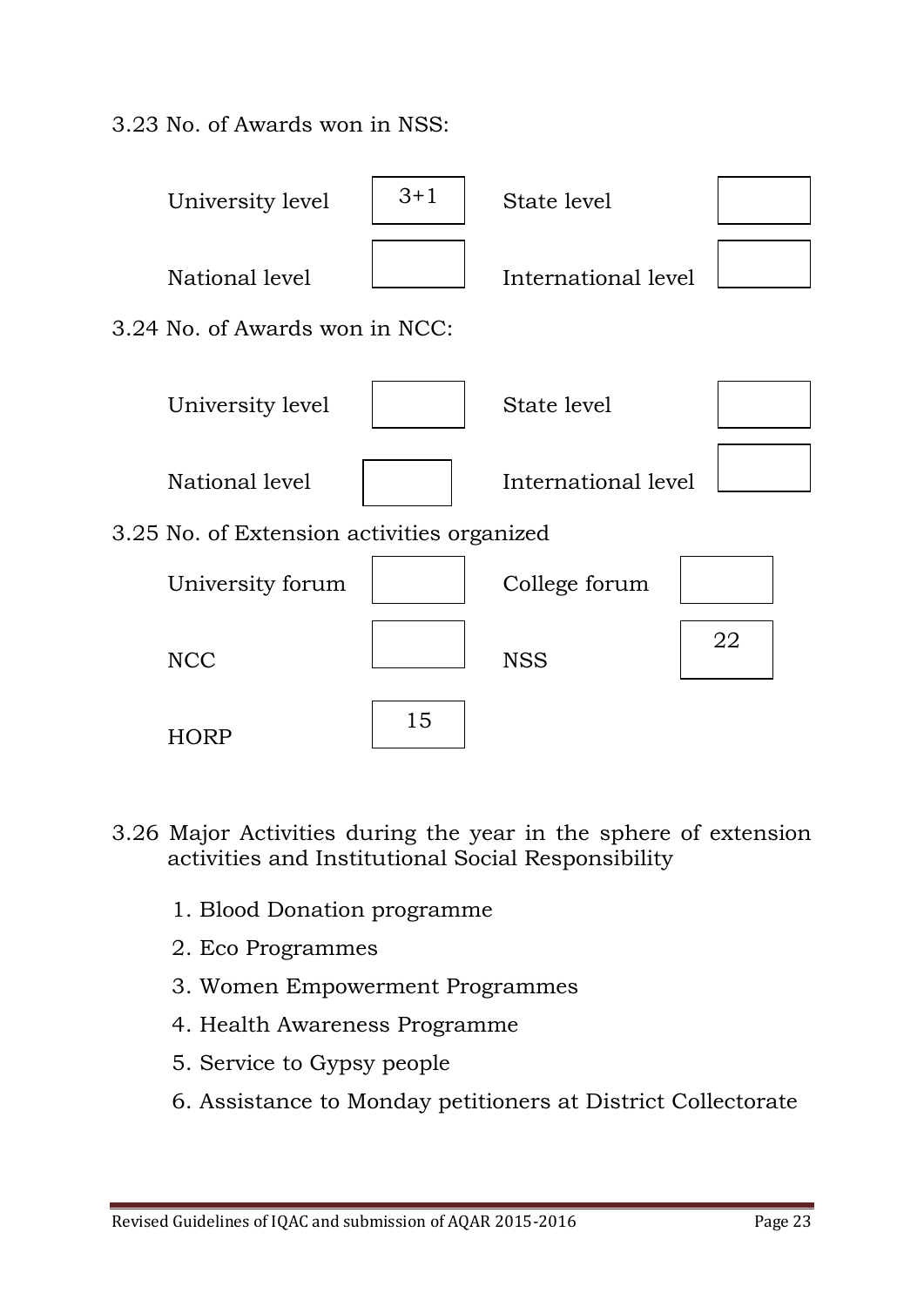3.23 No. of Awards won in NSS:

| | | | |
|---|---|---|---|
| University level | 3+1 | State level | |
| National level | | International level | |

3.24 No. of Awards won in NCC:

| | | | |
|---|---|---|---|
| University level | | State level | |
| National level | | International level | |

3.25 No. of Extension activities organized

| | | | |
|---|---|---|---|
| University forum | | College forum | |
| NCC | | NSS | 22 |
| HORP | 15 | | |

3.26 Major Activities during the year in the sphere of extension activities and Institutional Social Responsibility

1. Blood Donation programme
2. Eco Programmes
3. Women Empowerment Programmes
4. Health Awareness Programme
5. Service to Gypsy people
6. Assistance to Monday petitioners at District Collectorate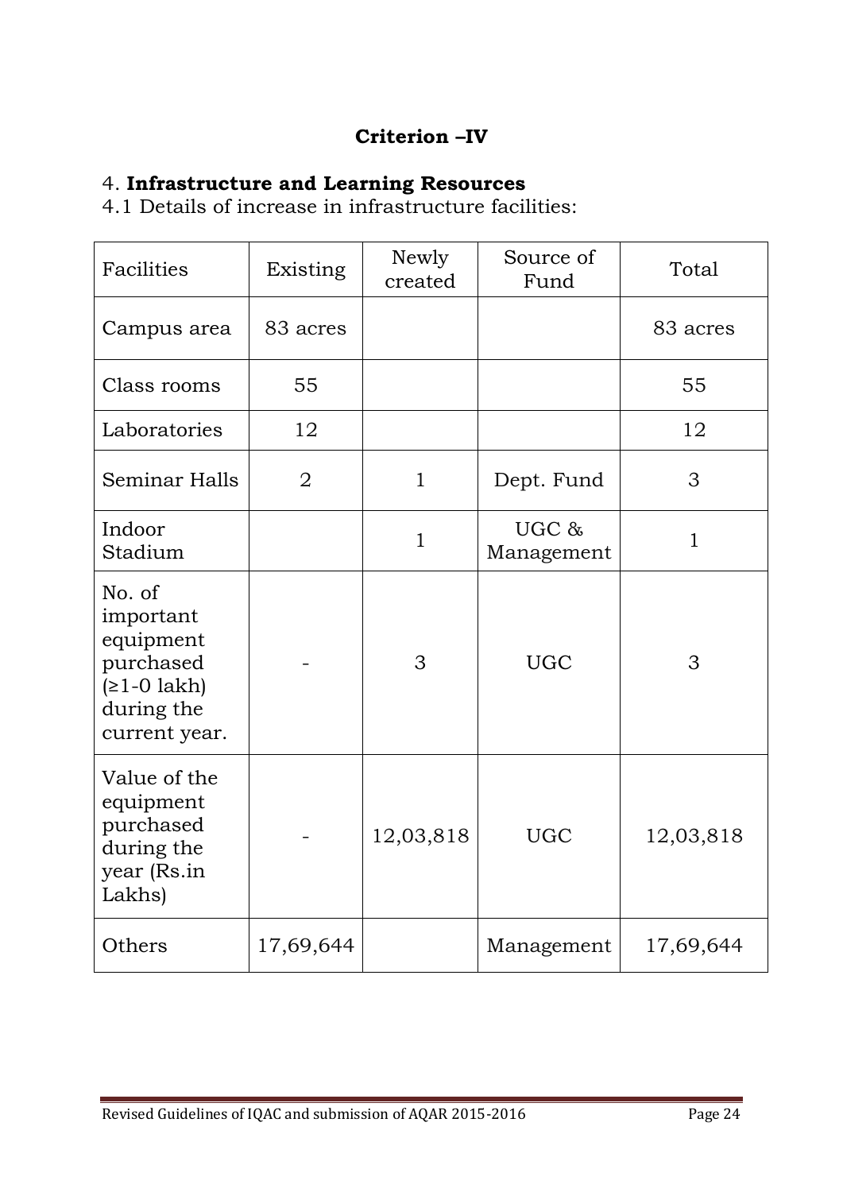## Criterion –IV

### 4. **Infrastructure and Learning Resources**

4.1 Details of increase in infrastructure facilities:

| Facilities | Existing | Newly created | Source of Fund | Total |
|---|---|---|---|---|
| Campus area | 83 acres | | | 83 acres |
| Class rooms | 55 | | | 55 |
| Laboratories | 12 | | | 12 |
| Seminar Halls | 2 | 1 | Dept. Fund | 3 |
| Indoor Stadium | | 1 | UGC & Management | 1 |
| No. of important equipment purchased (≥1-0 lakh) during the current year. | - | 3 | UGC | 3 |
| Value of the equipment purchased during the year (Rs.in Lakhs) | - | 12,03,818 | UGC | 12,03,818 |
| Others | 17,69,644 | | Management | 17,69,644 |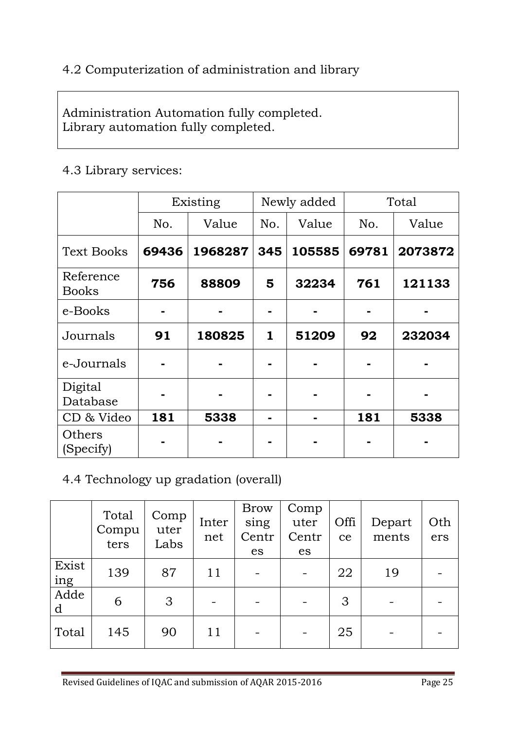4.2 Computerization of administration and library

Administration Automation fully completed.
Library automation fully completed.

4.3 Library services:

| | Existing | | Newly added | | Total | |
|---|---|---|---|---|---|---|
| | No. | Value | No. | Value | No. | Value |
| Text Books | **69436** | **1968287** | **345** | **105585** | **69781** | **2073872** |
| Reference Books | **756** | **88809** | **5** | **32234** | **761** | **121133** |
| e-Books | **-** | **-** | **-** | **-** | **-** | **-** |
| Journals | **91** | **180825** | **1** | **51209** | **92** | **232034** |
| e-Journals | **-** | **-** | **-** | **-** | **-** | **-** |
| Digital Database | **-** | **-** | **-** | **-** | **-** | **-** |
| CD & Video | **181** | **5338** | **-** | **-** | **181** | **5338** |
| Others (Specify) | **-** | **-** | **-** | **-** | **-** | **-** |

4.4 Technology up gradation (overall)

| | Total Computers | Computer Labs | Internet | Browsing Centres | Computer Centres | Office | Departments | Others |
|---|---|---|---|---|---|---|---|---|
| Existing | 139 | 87 | 11 | - | - | 22 | 19 | - |
| Added | 6 | 3 | - | - | - | 3 | - | - |
| Total | 145 | 90 | 11 | - | - | 25 | - | - |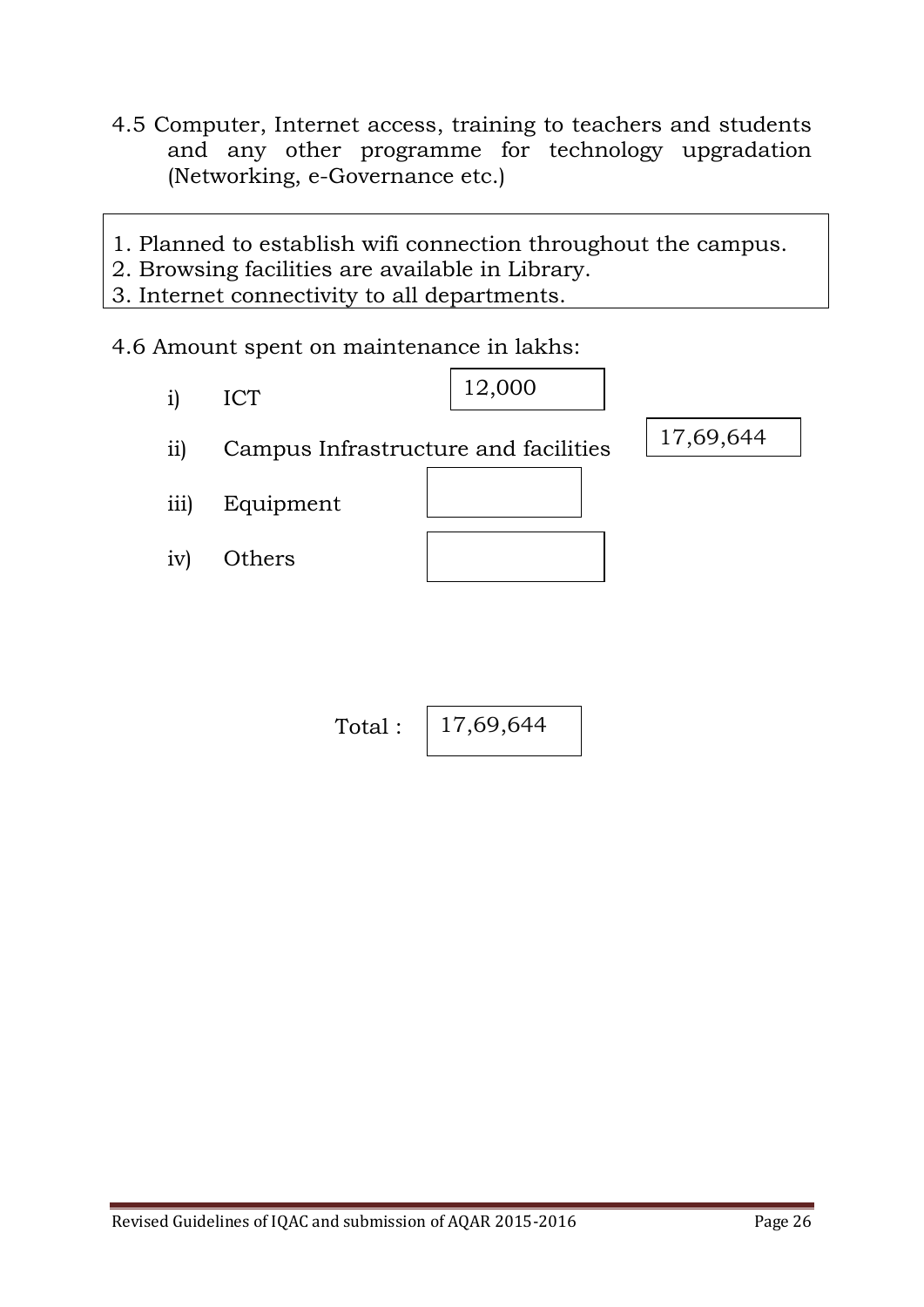4.5 Computer, Internet access, training to teachers and students and any other programme for technology upgradation (Networking, e-Governance etc.)

1. Planned to establish wifi connection throughout the campus.
2. Browsing facilities are available in Library.
3. Internet connectivity to all departments.

4.6 Amount spent on maintenance in lakhs:

| | | |
|---|---|---|
| i) | ICT | 12,000 |
| ii) | Campus Infrastructure and facilities | 17,69,644 |
| iii) | Equipment | |
| iv) | Others | |

Total : 17,69,644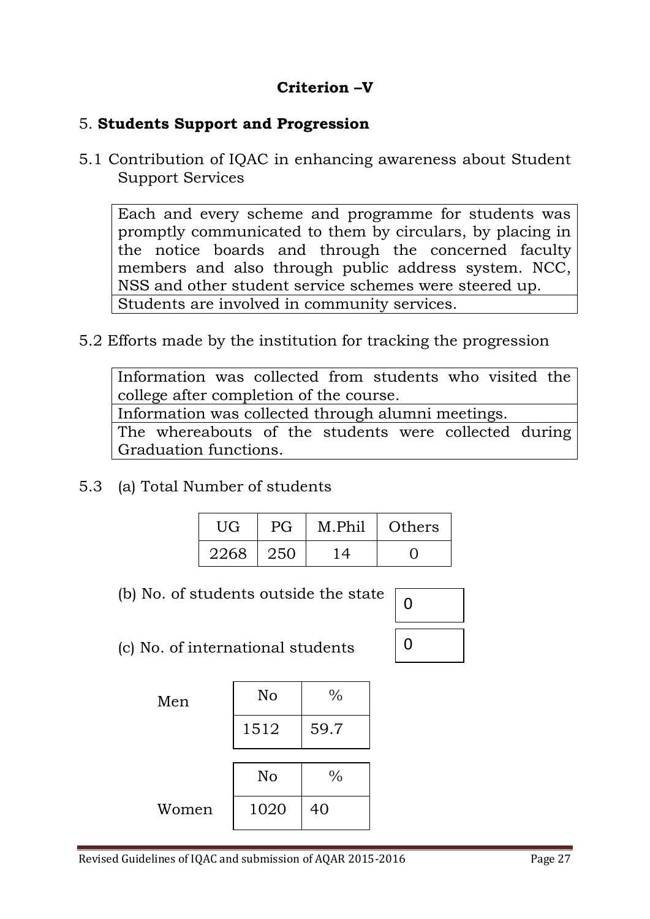## Criterion –V

### 5. **Students Support and Progression**

5.1 Contribution of IQAC in enhancing awareness about Student Support Services

| Each and every scheme and programme for students was promptly communicated to them by circulars, by placing in the notice boards and through the concerned faculty members and also through public address system. NCC, NSS and other student service schemes were steered up. |
|---|
| Students are involved in community services. |

5.2 Efforts made by the institution for tracking the progression

| Information was collected from students who visited the college after completion of the course. |
|---|
| Information was collected through alumni meetings. |
| The whereabouts of the students were collected during Graduation functions. |

5.3 (a) Total Number of students

| UG | PG | M.Phil | Others |
|---|---|---|---|
| 2268 | 250 | 14 | 0 |

(b) No. of students outside the state: 0

(c) No. of international students: 0

Men

| No | % |
|---|---|
| 1512 | 59.7 |

Women

| No | % |
|---|---|
| 1020 | 40 |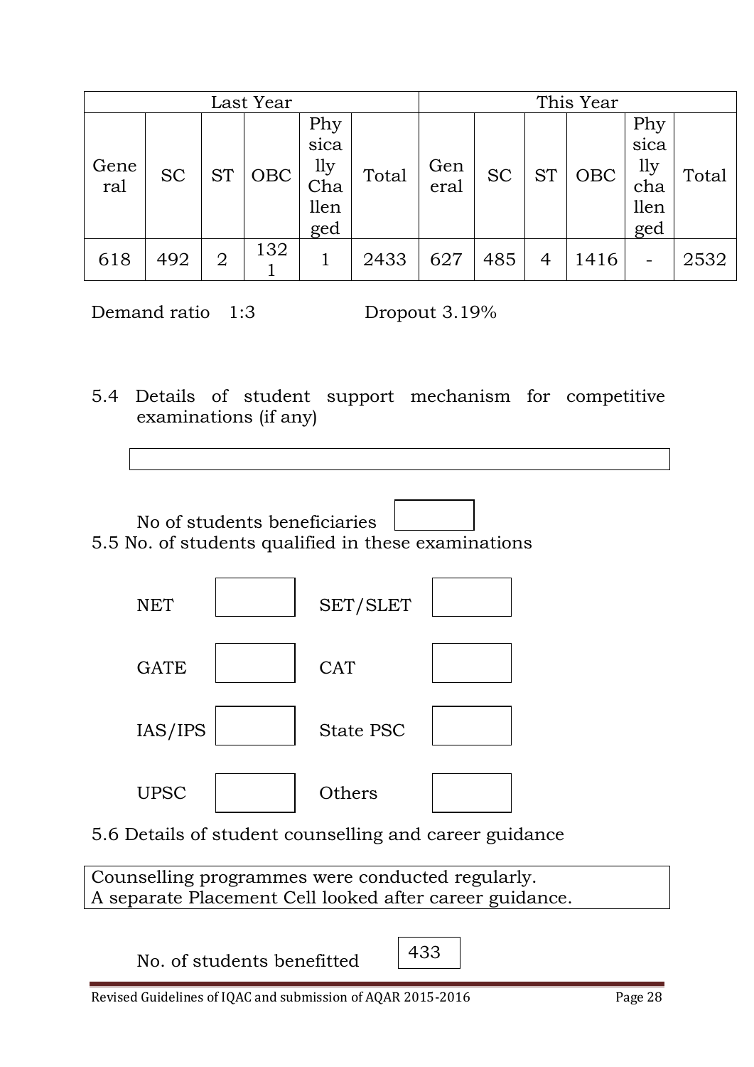| Last Year | | | | | | This Year | | | | | |
|---|---|---|---|---|---|---|---|---|---|---|---|
| General | SC | ST | OBC | Physically Challenged | Total | General | SC | ST | OBC | Physically challenged | Total |
| 618 | 492 | 2 | 1321 | 1 | 2433 | 627 | 485 | 4 | 1416 | - | 2532 |

Demand ratio 1:3 Dropout 3.19%

5.4 Details of student support mechanism for competitive examinations (if any)

| |
|---|

No of students beneficiaries

5.5 No. of students qualified in these examinations

| | | | |
|---|---|---|---|
| NET | | SET/SLET | |
| GATE | | CAT | |
| IAS/IPS | | State PSC | |
| UPSC | | Others | |

5.6 Details of student counselling and career guidance

Counselling programmes were conducted regularly.
A separate Placement Cell looked after career guidance.

No. of students benefitted 433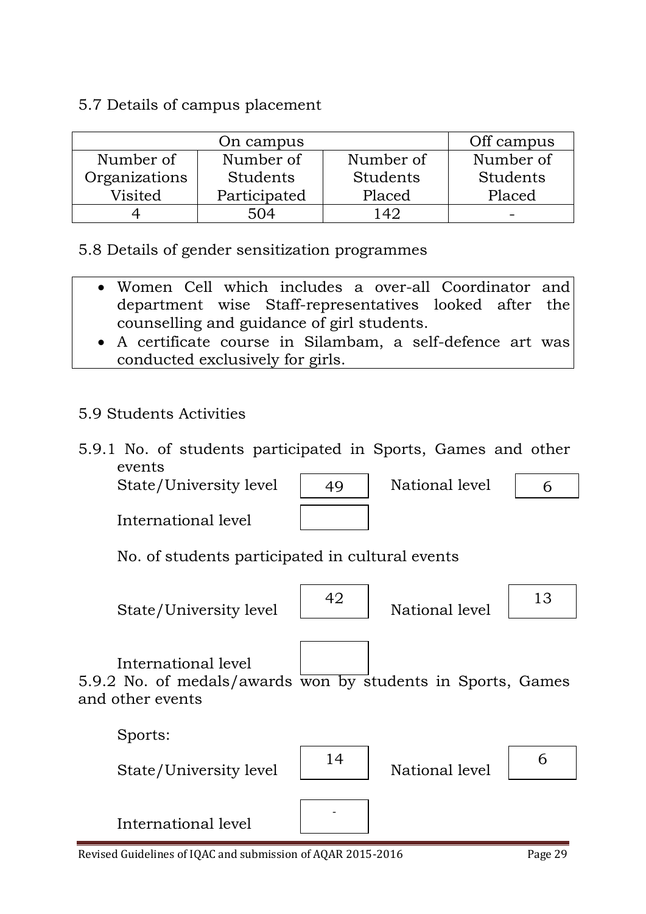5.7 Details of campus placement

| On campus | | | Off campus |
|---|---|---|---|
| Number of Organizations Visited | Number of Students Participated | Number of Students Placed | Number of Students Placed |
| 4 | 504 | 142 | - |

5.8 Details of gender sensitization programmes

- Women Cell which includes a over-all Coordinator and department wise Staff-representatives looked after the counselling and guidance of girl students.
- A certificate course in Silambam, a self-defence art was conducted exclusively for girls.

5.9 Students Activities

5.9.1 No. of students participated in Sports, Games and other events

State/University level: 49

National level: 6

International level:

No. of students participated in cultural events

State/University level: 42

National level: 13

International level:

5.9.2 No. of medals/awards won by students in Sports, Games and other events

Sports:

State/University level: 14

National level: 6

International level: -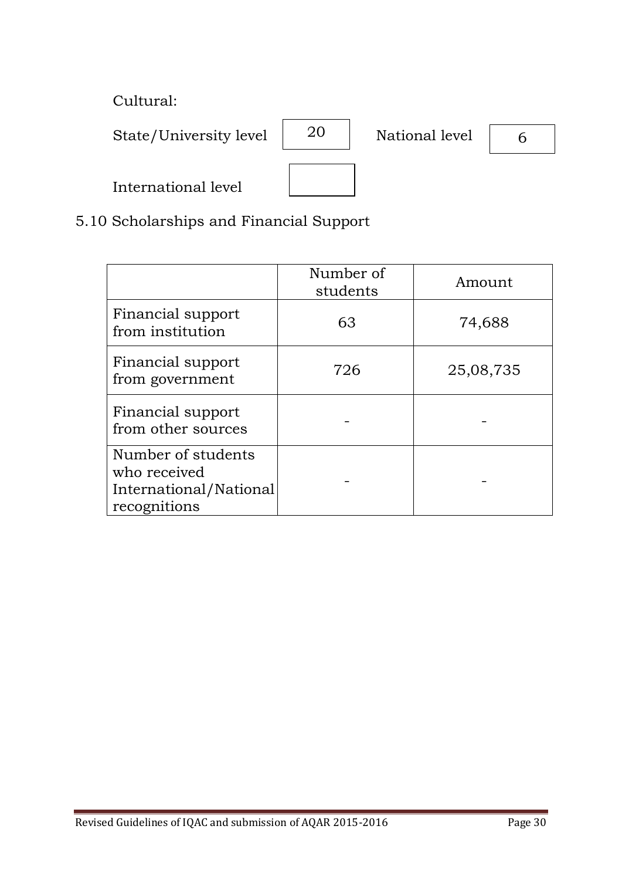Cultural:

State/University level: 20 National level: 6

International level:

5.10 Scholarships and Financial Support

| | Number of students | Amount |
|---|---|---|
| Financial support from institution | 63 | 74,688 |
| Financial support from government | 726 | 25,08,735 |
| Financial support from other sources | - | - |
| Number of students who received International/National recognitions | - | - |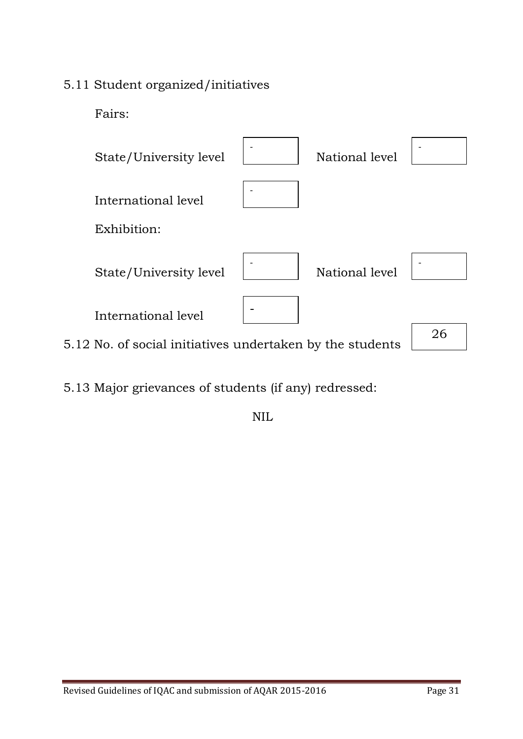5.11 Student organized/initiatives

Fairs:

| | | | |
|---|---|---|---|
| State/University level | - | National level | - |
| International level | - | | |

Exhibition:

| | | | |
|---|---|---|---|
| State/University level | - | National level | - |
| International level | - | | |

5.12 No. of social initiatives undertaken by the students: 26

5.13 Major grievances of students (if any) redressed:

NIL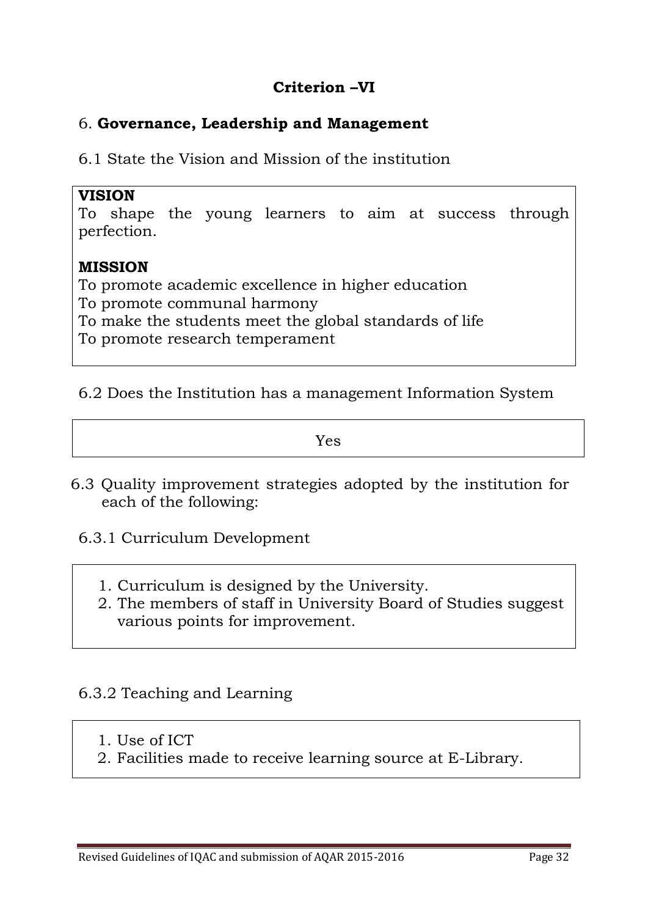## Criterion –VI

## 6. **Governance, Leadership and Management**

6.1 State the Vision and Mission of the institution

**VISION**

To shape the young learners to aim at success through perfection.

**MISSION**

To promote academic excellence in higher education
To promote communal harmony
To make the students meet the global standards of life
To promote research temperament

6.2 Does the Institution has a management Information System

Yes

6.3 Quality improvement strategies adopted by the institution for each of the following:

6.3.1 Curriculum Development

1. Curriculum is designed by the University.
2. The members of staff in University Board of Studies suggest various points for improvement.

6.3.2 Teaching and Learning

1. Use of ICT
2. Facilities made to receive learning source at E-Library.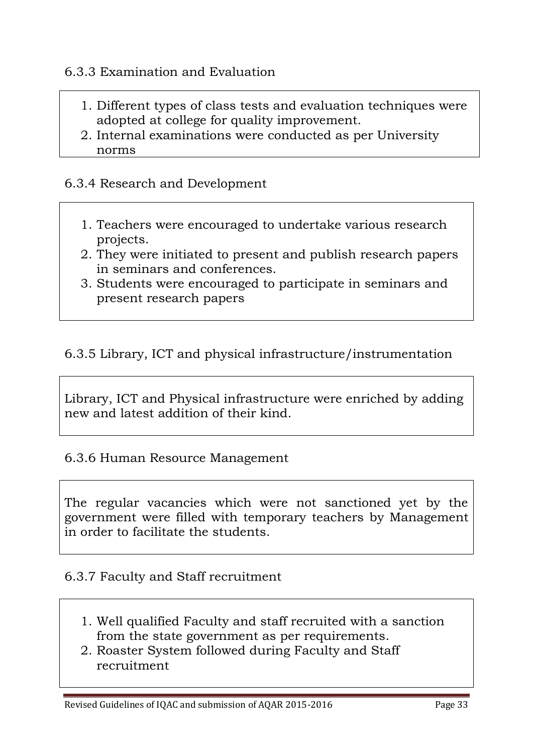6.3.3 Examination and Evaluation

1. Different types of class tests and evaluation techniques were adopted at college for quality improvement.
2. Internal examinations were conducted as per University norms

6.3.4 Research and Development

1. Teachers were encouraged to undertake various research projects.
2. They were initiated to present and publish research papers in seminars and conferences.
3. Students were encouraged to participate in seminars and present research papers

6.3.5 Library, ICT and physical infrastructure/instrumentation

Library, ICT and Physical infrastructure were enriched by adding new and latest addition of their kind.

6.3.6 Human Resource Management

The regular vacancies which were not sanctioned yet by the government were filled with temporary teachers by Management in order to facilitate the students.

6.3.7 Faculty and Staff recruitment

1. Well qualified Faculty and staff recruited with a sanction from the state government as per requirements.
2. Roaster System followed during Faculty and Staff recruitment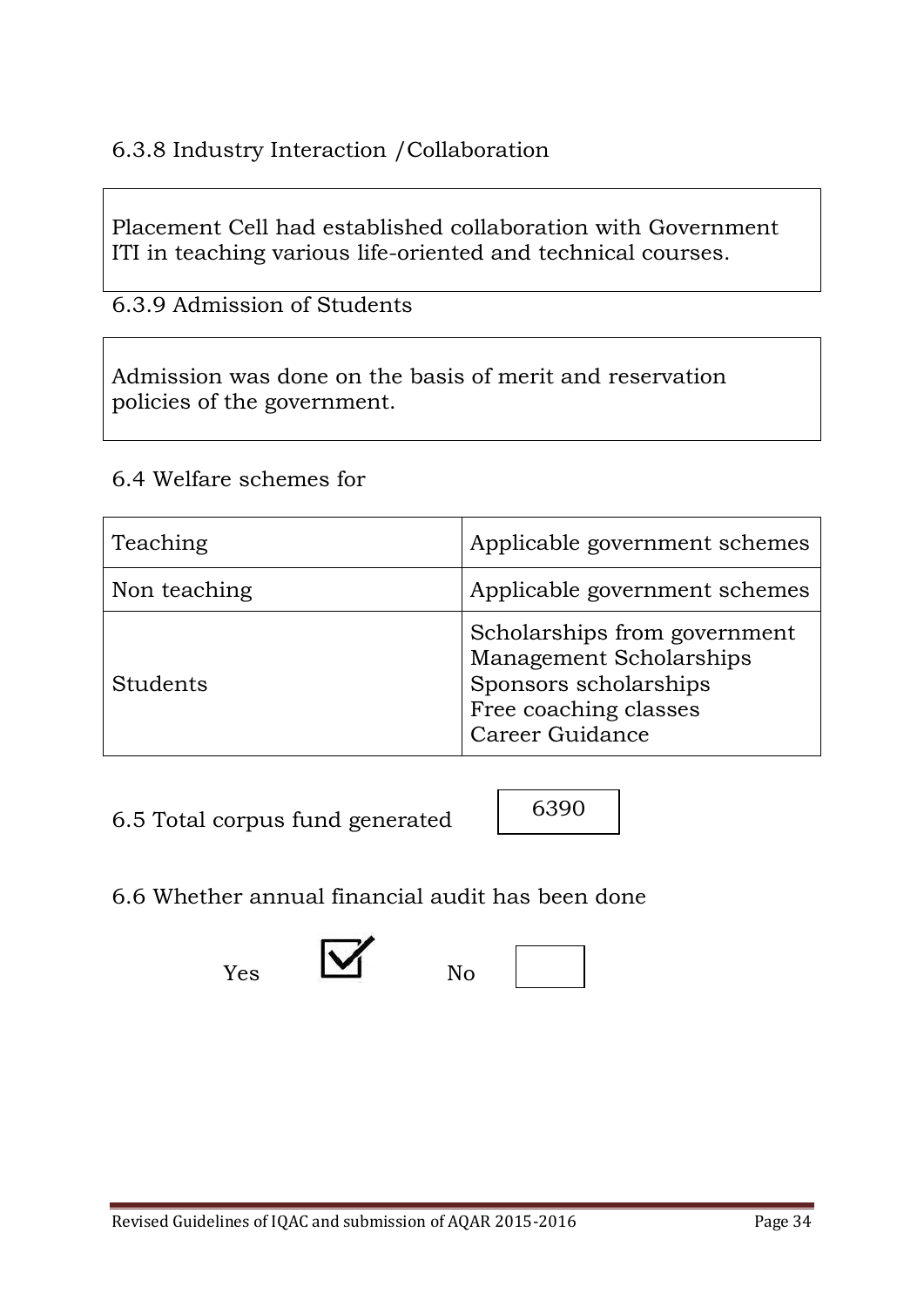6.3.8 Industry Interaction /Collaboration

Placement Cell had established collaboration with Government ITI in teaching various life-oriented and technical courses.

6.3.9 Admission of Students

Admission was done on the basis of merit and reservation policies of the government.

6.4 Welfare schemes for

| | |
|---|---|
| Teaching | Applicable government schemes |
| Non teaching | Applicable government schemes |
| Students | Scholarships from government<br>Management Scholarships<br>Sponsors scholarships<br>Free coaching classes<br>Career Guidance |

6.5 Total corpus fund generated: 6390

6.6 Whether annual financial audit has been done

Yes ☑ No ☐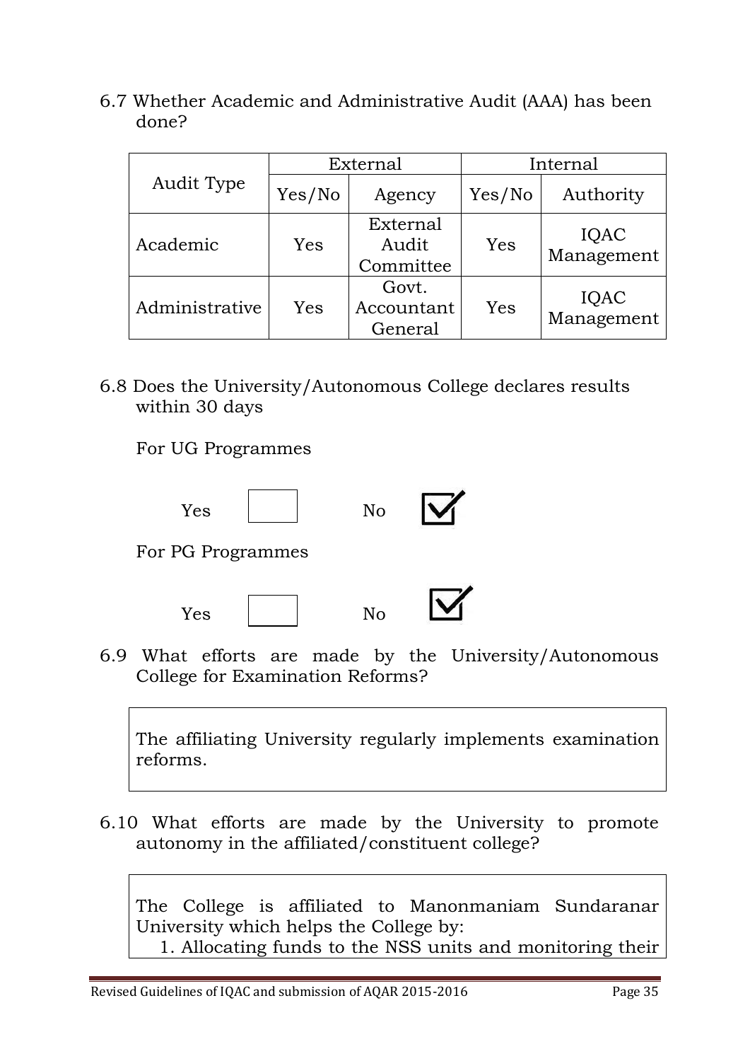6.7 Whether Academic and Administrative Audit (AAA) has been done?

| Audit Type | External | | Internal | |
|---|---|---|---|---|
| | Yes/No | Agency | Yes/No | Authority |
| Academic | Yes | External Audit Committee | Yes | IQAC Management |
| Administrative | Yes | Govt. Accountant General | Yes | IQAC Management |

6.8 Does the University/Autonomous College declares results within 30 days

For UG Programmes

Yes ☐ No ☑

For PG Programmes

Yes ☐ No ☑

6.9 What efforts are made by the University/Autonomous College for Examination Reforms?

The affiliating University regularly implements examination reforms.

6.10 What efforts are made by the University to promote autonomy in the affiliated/constituent college?

The College is affiliated to Manonmaniam Sundaranar University which helps the College by:

1. Allocating funds to the NSS units and monitoring their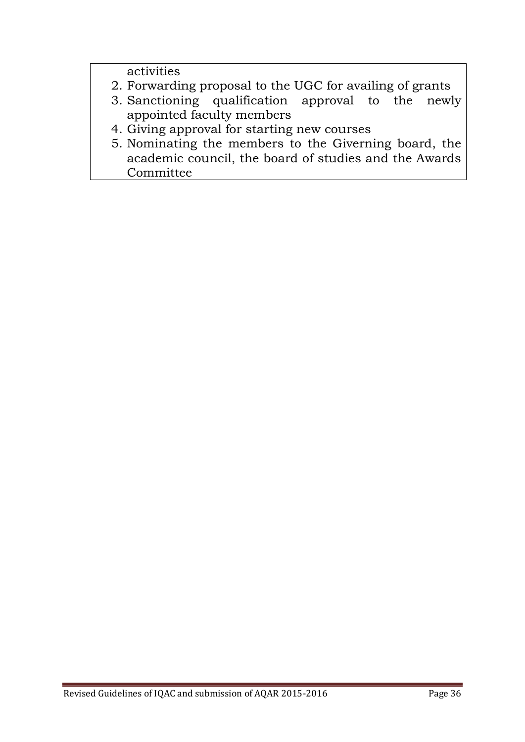activities

2. Forwarding proposal to the UGC for availing of grants
3. Sanctioning qualification approval to the newly appointed faculty members
4. Giving approval for starting new courses
5. Nominating the members to the Giverning board, the academic council, the board of studies and the Awards Committee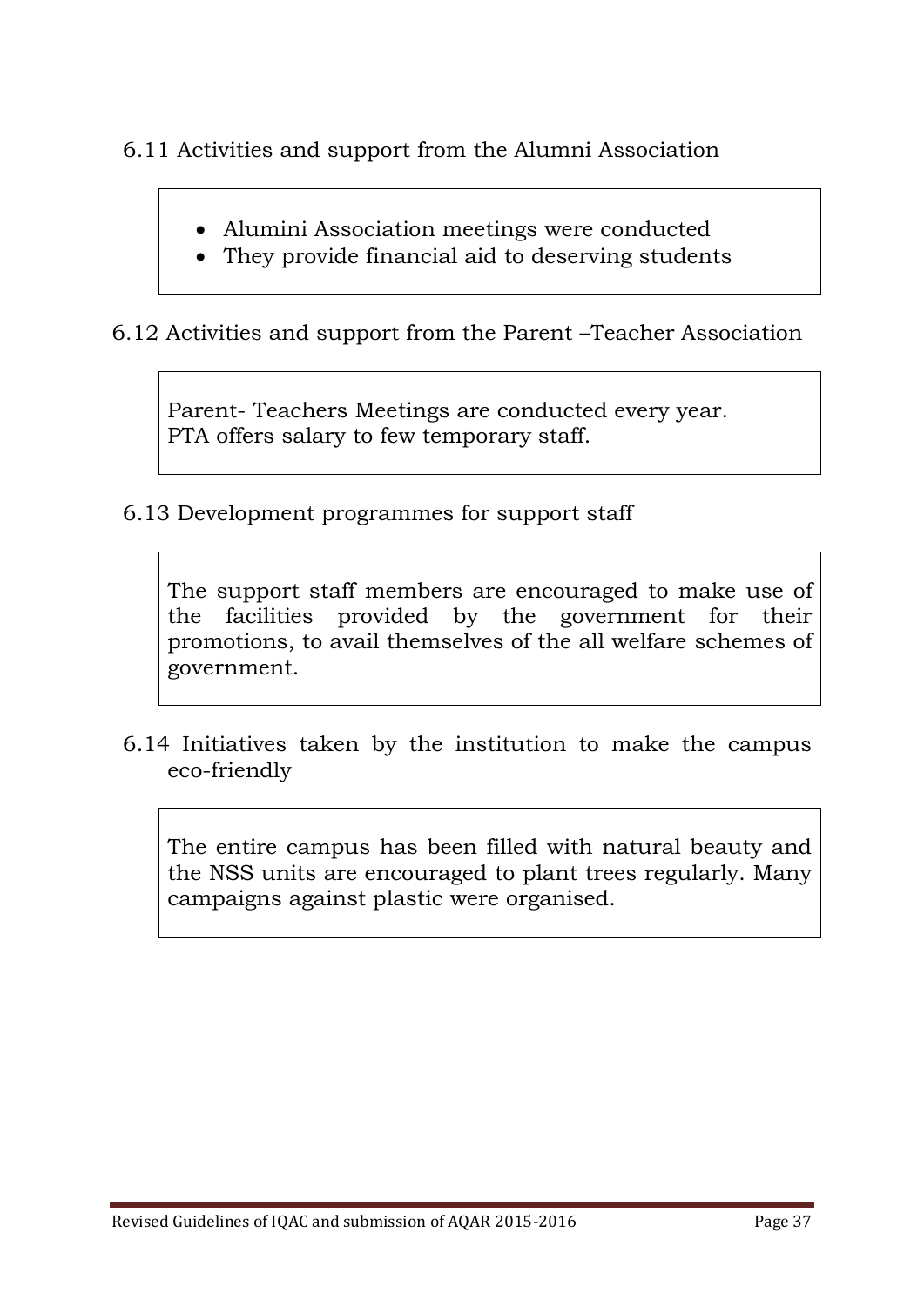6.11 Activities and support from the Alumni Association

- Alumini Association meetings were conducted
- They provide financial aid to deserving students

6.12 Activities and support from the Parent –Teacher Association

Parent- Teachers Meetings are conducted every year.
PTA offers salary to few temporary staff.

6.13 Development programmes for support staff

The support staff members are encouraged to make use of the facilities provided by the government for their promotions, to avail themselves of the all welfare schemes of government.

6.14 Initiatives taken by the institution to make the campus eco-friendly

The entire campus has been filled with natural beauty and the NSS units are encouraged to plant trees regularly. Many campaigns against plastic were organised.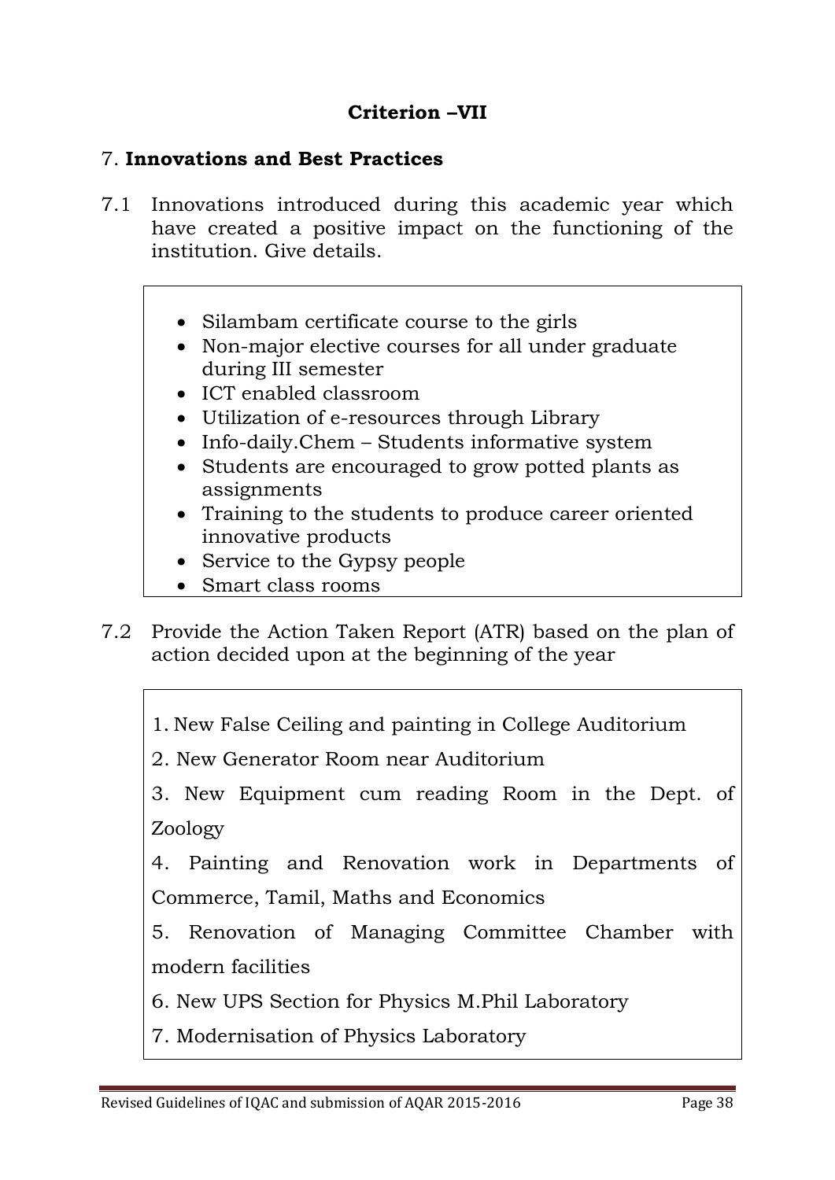## Criterion –VII

### 7. **Innovations and Best Practices**

7.1 Innovations introduced during this academic year which have created a positive impact on the functioning of the institution. Give details.

- Silambam certificate course to the girls
- Non-major elective courses for all under graduate during III semester
- ICT enabled classroom
- Utilization of e-resources through Library
- Info-daily.Chem – Students informative system
- Students are encouraged to grow potted plants as assignments
- Training to the students to produce career oriented innovative products
- Service to the Gypsy people
- Smart class rooms

7.2 Provide the Action Taken Report (ATR) based on the plan of action decided upon at the beginning of the year

1. New False Ceiling and painting in College Auditorium
2. New Generator Room near Auditorium
3. New Equipment cum reading Room in the Dept. of Zoology
4. Painting and Renovation work in Departments of Commerce, Tamil, Maths and Economics
5. Renovation of Managing Committee Chamber with modern facilities
6. New UPS Section for Physics M.Phil Laboratory
7. Modernisation of Physics Laboratory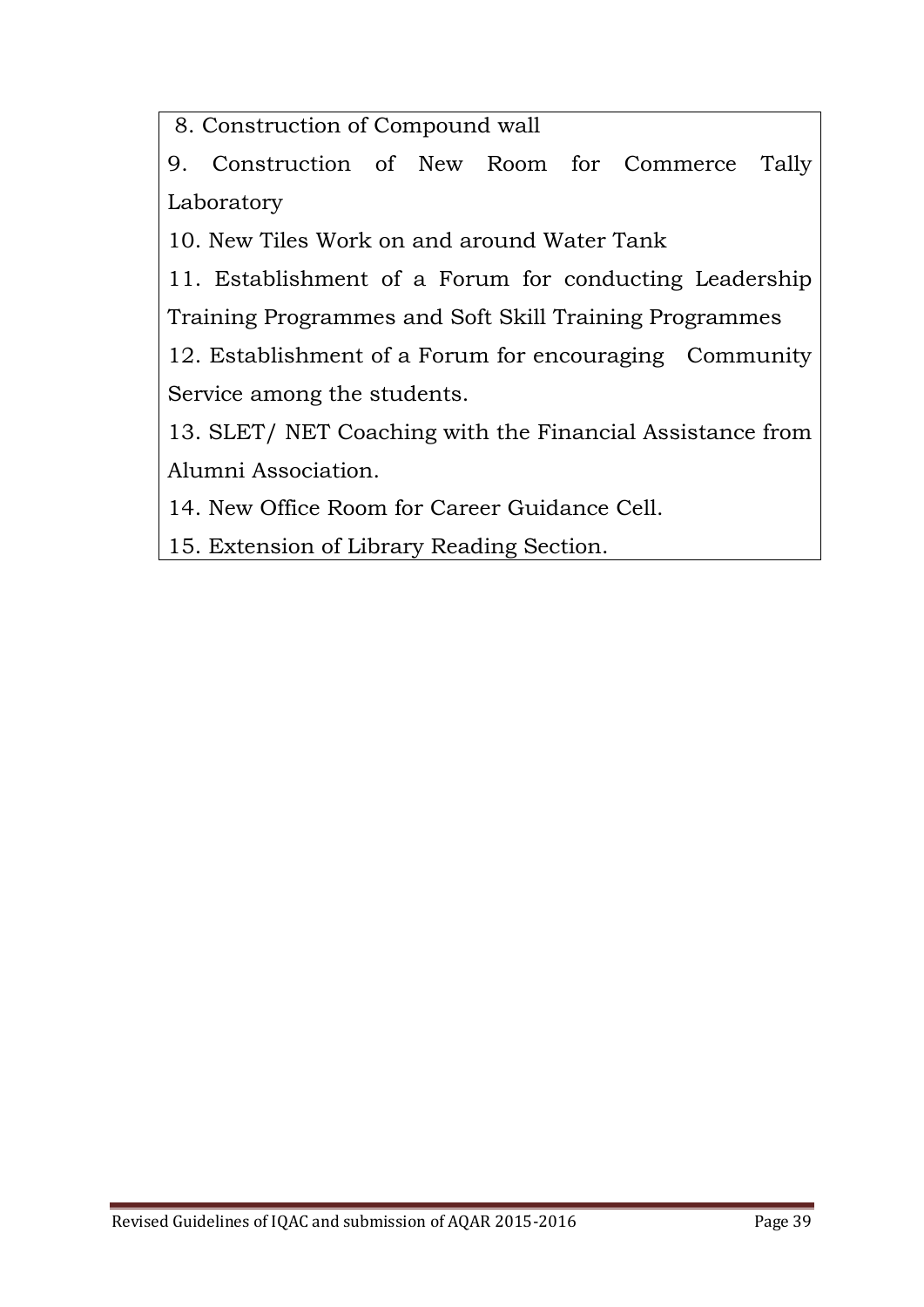8. Construction of Compound wall

9. Construction of New Room for Commerce Tally Laboratory

10. New Tiles Work on and around Water Tank

11. Establishment of a Forum for conducting Leadership Training Programmes and Soft Skill Training Programmes

12. Establishment of a Forum for encouraging Community Service among the students.

13. SLET/ NET Coaching with the Financial Assistance from Alumni Association.

14. New Office Room for Career Guidance Cell.

15. Extension of Library Reading Section.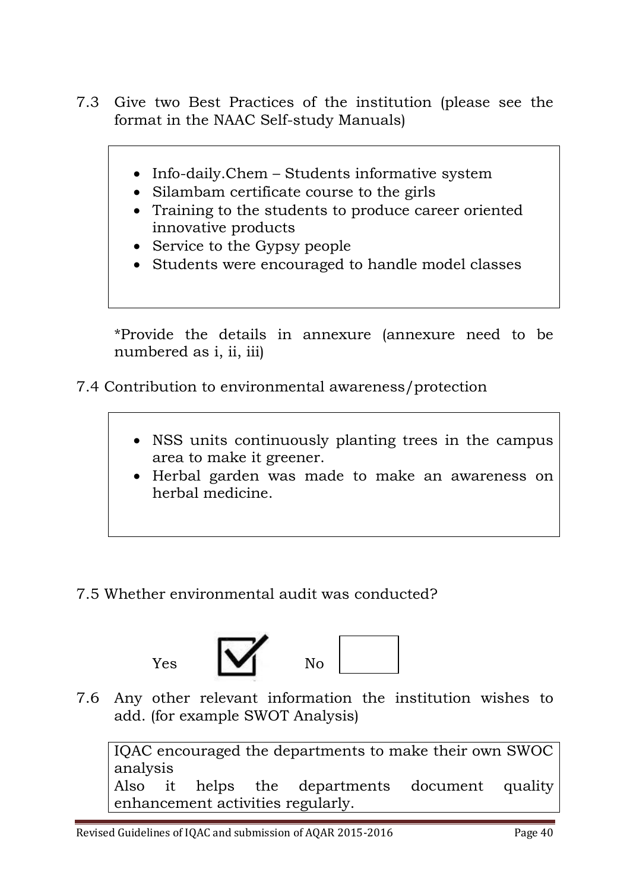7.3 Give two Best Practices of the institution (please see the format in the NAAC Self-study Manuals)

- Info-daily.Chem – Students informative system
- Silambam certificate course to the girls
- Training to the students to produce career oriented innovative products
- Service to the Gypsy people
- Students were encouraged to handle model classes

*Provide the details in annexure (annexure need to be numbered as i, ii, iii)

7.4 Contribution to environmental awareness/protection

- NSS units continuously planting trees in the campus area to make it greener.
- Herbal garden was made to make an awareness on herbal medicine.

7.5 Whether environmental audit was conducted?

Yes ☑ No ☐

7.6 Any other relevant information the institution wishes to add. (for example SWOT Analysis)

IQAC encouraged the departments to make their own SWOC analysis
Also it helps the departments document quality enhancement activities regularly.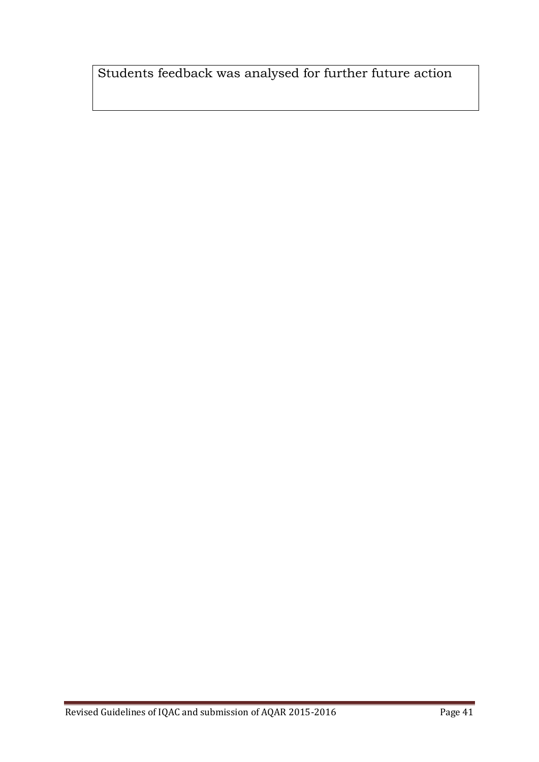Students feedback was analysed for further future action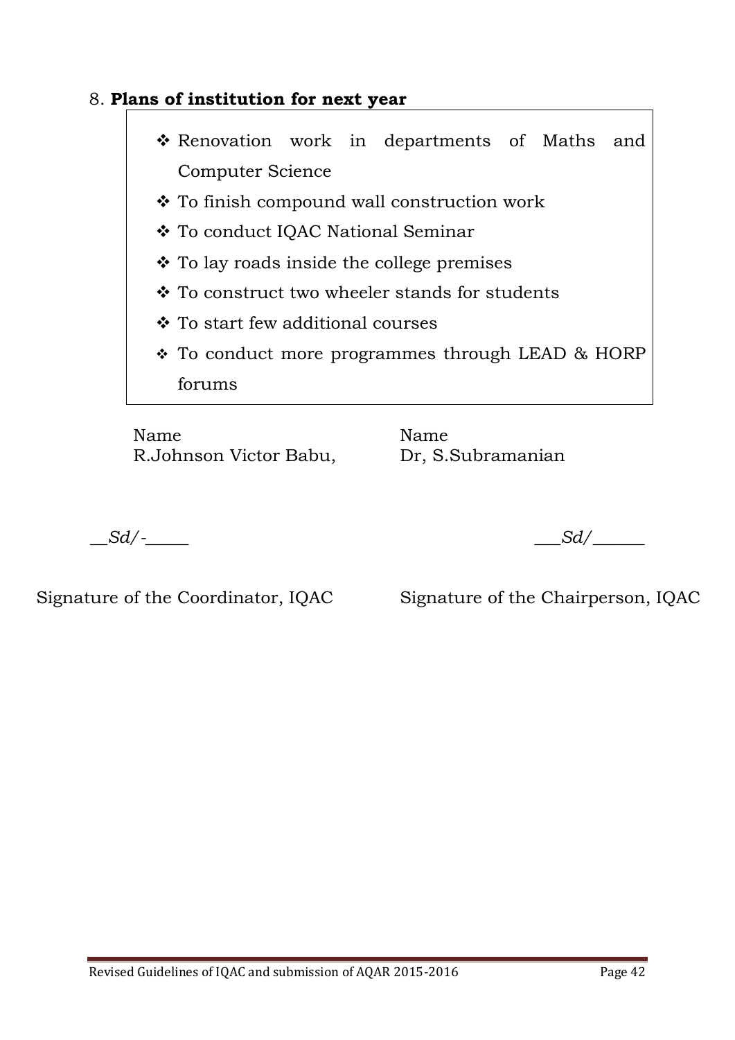8. **Plans of institution for next year**

- Renovation work in departments of Maths and Computer Science
- To finish compound wall construction work
- To conduct IQAC National Seminar
- To lay roads inside the college premises
- To construct two wheeler stands for students
- To start few additional courses
- To conduct more programmes through LEAD & HORP forums

| Name | Name |
|---|---|
| R.Johnson Victor Babu, | Dr, S.Subramanian |
| __*Sd/-*_____ | ___*Sd/*______ |
| Signature of the Coordinator, IQAC | Signature of the Chairperson, IQAC |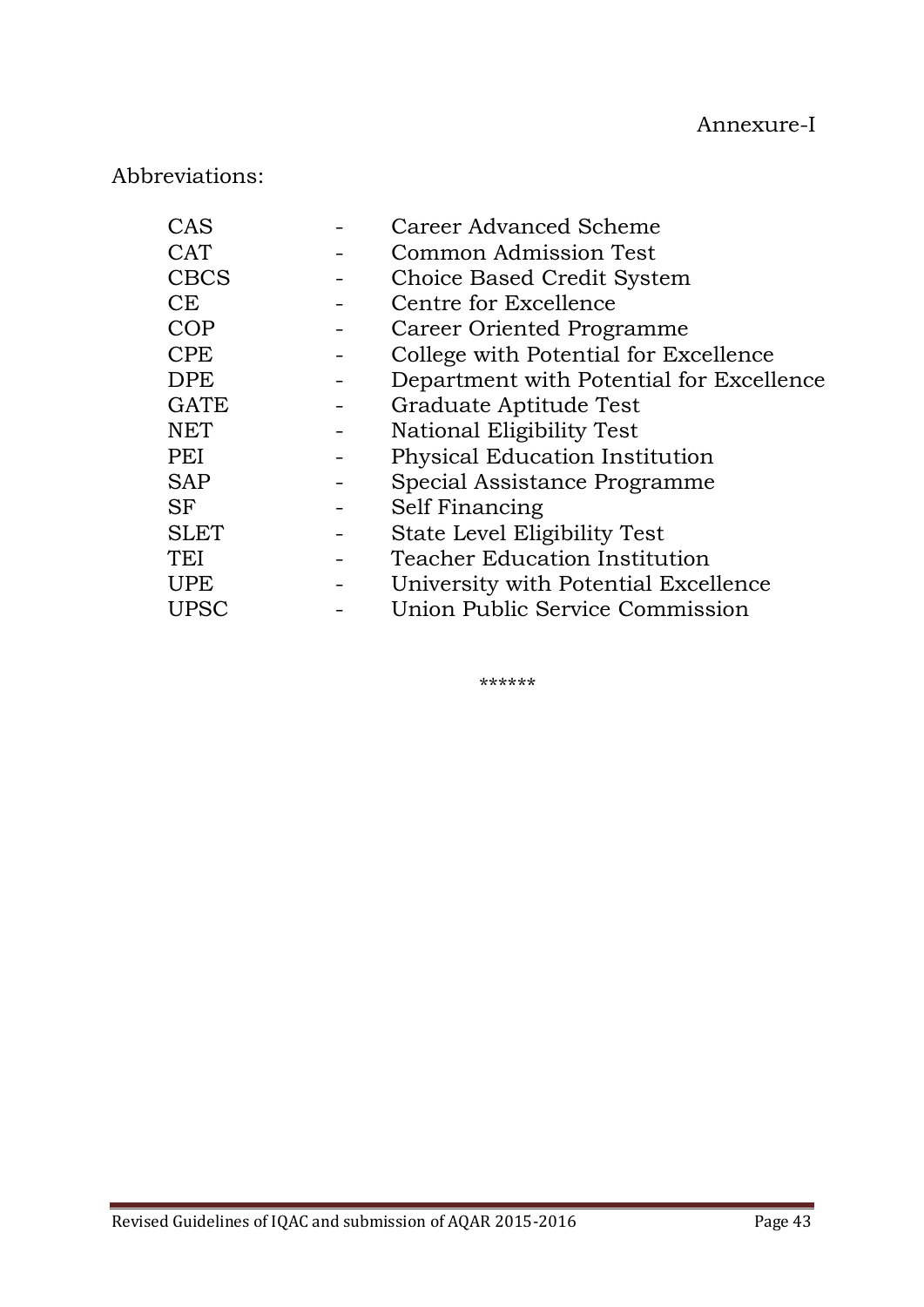Annexure-I

Abbreviations:

| | | |
|---|---|---|
| CAS | - | Career Advanced Scheme |
| CAT | - | Common Admission Test |
| CBCS | - | Choice Based Credit System |
| CE | - | Centre for Excellence |
| COP | - | Career Oriented Programme |
| CPE | - | College with Potential for Excellence |
| DPE | - | Department with Potential for Excellence |
| GATE | - | Graduate Aptitude Test |
| NET | - | National Eligibility Test |
| PEI | - | Physical Education Institution |
| SAP | - | Special Assistance Programme |
| SF | - | Self Financing |
| SLET | - | State Level Eligibility Test |
| TEI | - | Teacher Education Institution |
| UPE | - | University with Potential Excellence |
| UPSC | - | Union Public Service Commission |

******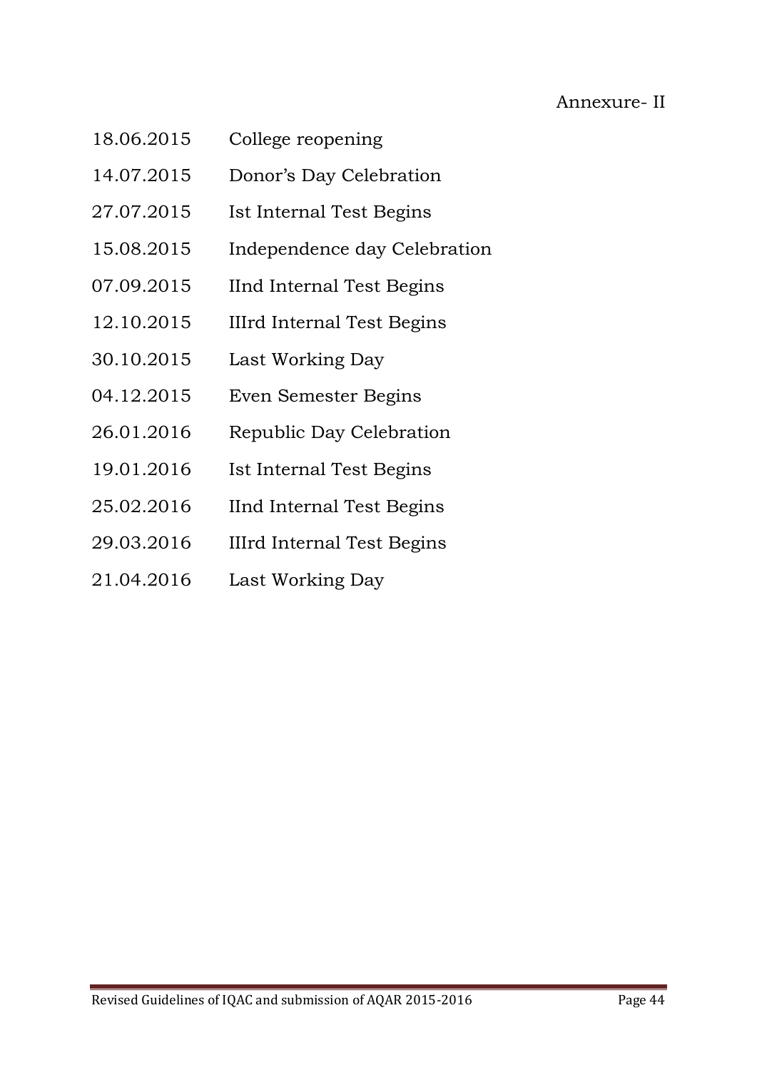Annexure- II

| | |
|---|---|
| 18.06.2015 | College reopening |
| 14.07.2015 | Donor's Day Celebration |
| 27.07.2015 | Ist Internal Test Begins |
| 15.08.2015 | Independence day Celebration |
| 07.09.2015 | IInd Internal Test Begins |
| 12.10.2015 | IIIrd Internal Test Begins |
| 30.10.2015 | Last Working Day |
| 04.12.2015 | Even Semester Begins |
| 26.01.2016 | Republic Day Celebration |
| 19.01.2016 | Ist Internal Test Begins |
| 25.02.2016 | IInd Internal Test Begins |
| 29.03.2016 | IIIrd Internal Test Begins |
| 21.04.2016 | Last Working Day |